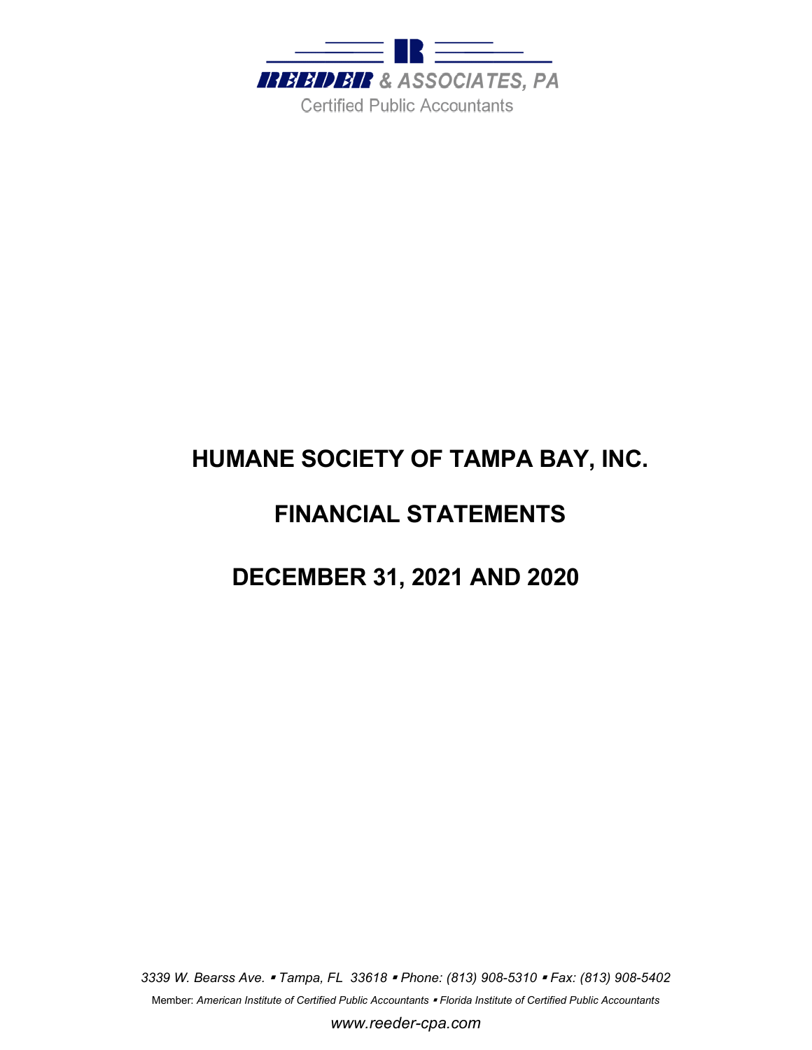REEDER & ASSOCIATES, PA

Certified Public Accountants

# HUMANE SOCIETY OF TAMPA BAY, INC.

# FINANCIAL STATEMENTS

# DECEMBER 31, 2021 AND 2020

*3339 W. Bearss Ave. ▪ Tampa, FL 33618 ▪ Phone: (813) 908-5310 ▪ Fax: (813) 908-5402*

Member: *American Institute of Certified Public Accountants ▪ Florida Institute of Certified Public Accountants*

*www.reeder-cpa.com*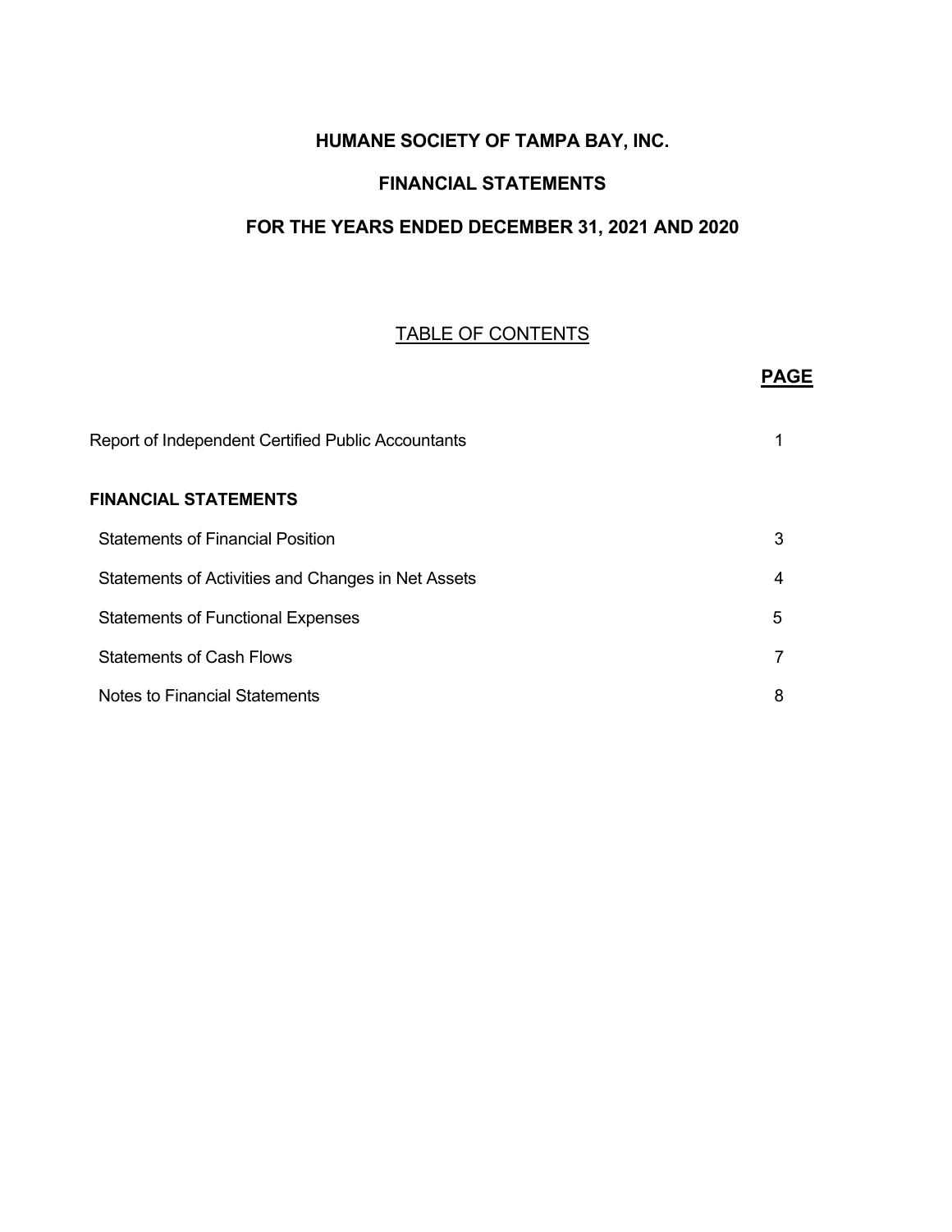# HUMANE SOCIETY OF TAMPA BAY, INC.

## FINANCIAL STATEMENTS

## FOR THE YEARS ENDED DECEMBER 31, 2021 AND 2020

### TABLE OF CONTENTS

| | **PAGE** |
|---|---|
| Report of Independent Certified Public Accountants | 1 |
| **FINANCIAL STATEMENTS** | |
| Statements of Financial Position | 3 |
| Statements of Activities and Changes in Net Assets | 4 |
| Statements of Functional Expenses | 5 |
| Statements of Cash Flows | 7 |
| Notes to Financial Statements | 8 |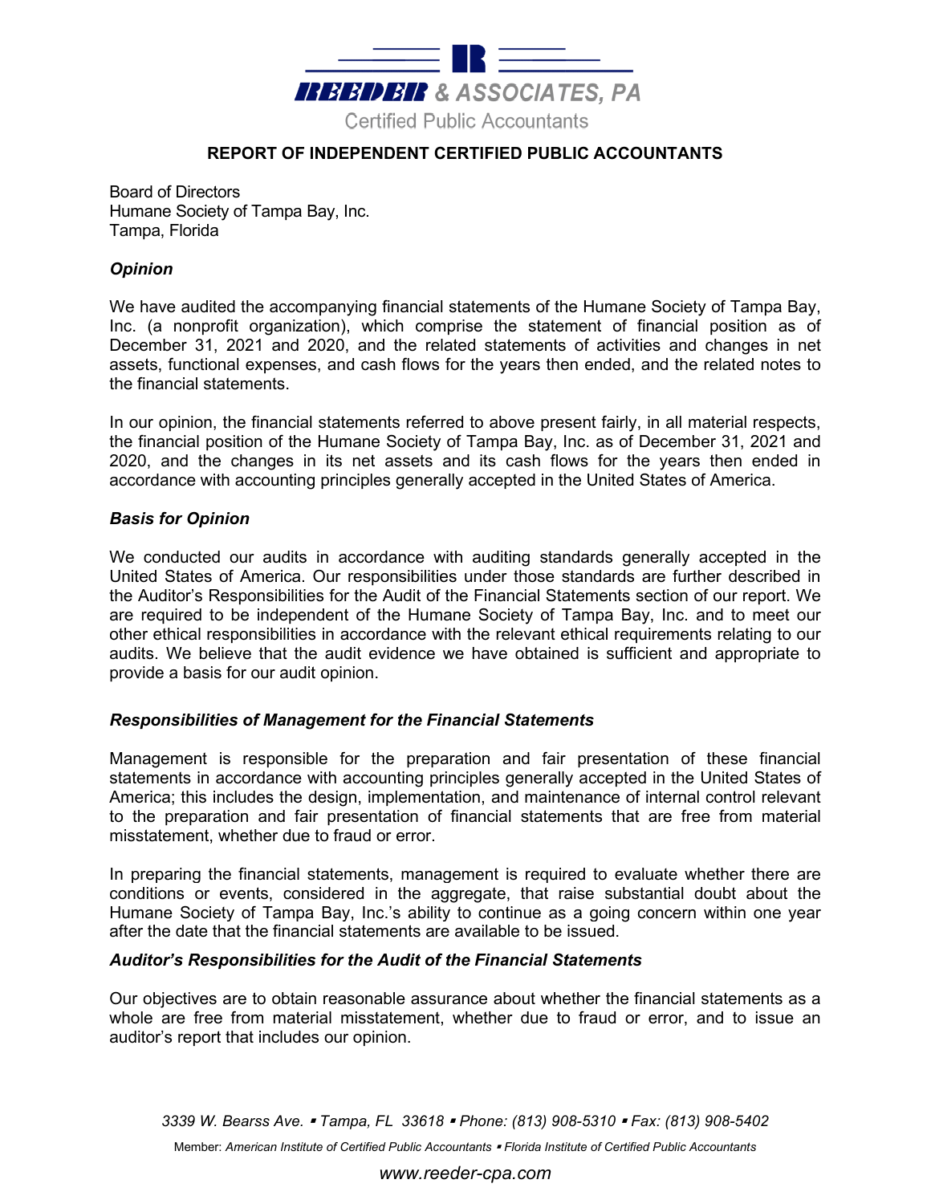REEDER & ASSOCIATES, PA

Certified Public Accountants

## REPORT OF INDEPENDENT CERTIFIED PUBLIC ACCOUNTANTS

Board of Directors
Humane Society of Tampa Bay, Inc.
Tampa, Florida

### *Opinion*

We have audited the accompanying financial statements of the Humane Society of Tampa Bay, Inc. (a nonprofit organization), which comprise the statement of financial position as of December 31, 2021 and 2020, and the related statements of activities and changes in net assets, functional expenses, and cash flows for the years then ended, and the related notes to the financial statements.

In our opinion, the financial statements referred to above present fairly, in all material respects, the financial position of the Humane Society of Tampa Bay, Inc. as of December 31, 2021 and 2020, and the changes in its net assets and its cash flows for the years then ended in accordance with accounting principles generally accepted in the United States of America.

### *Basis for Opinion*

We conducted our audits in accordance with auditing standards generally accepted in the United States of America. Our responsibilities under those standards are further described in the Auditor's Responsibilities for the Audit of the Financial Statements section of our report. We are required to be independent of the Humane Society of Tampa Bay, Inc. and to meet our other ethical responsibilities in accordance with the relevant ethical requirements relating to our audits. We believe that the audit evidence we have obtained is sufficient and appropriate to provide a basis for our audit opinion.

### *Responsibilities of Management for the Financial Statements*

Management is responsible for the preparation and fair presentation of these financial statements in accordance with accounting principles generally accepted in the United States of America; this includes the design, implementation, and maintenance of internal control relevant to the preparation and fair presentation of financial statements that are free from material misstatement, whether due to fraud or error.

In preparing the financial statements, management is required to evaluate whether there are conditions or events, considered in the aggregate, that raise substantial doubt about the Humane Society of Tampa Bay, Inc.'s ability to continue as a going concern within one year after the date that the financial statements are available to be issued.

### *Auditor's Responsibilities for the Audit of the Financial Statements*

Our objectives are to obtain reasonable assurance about whether the financial statements as a whole are free from material misstatement, whether due to fraud or error, and to issue an auditor's report that includes our opinion.

3339 W. Bearss Ave. ▪ Tampa, FL 33618 ▪ Phone: (813) 908-5310 ▪ Fax: (813) 908-5402

Member: *American Institute of Certified Public Accountants ▪ Florida Institute of Certified Public Accountants*

*www.reeder-cpa.com*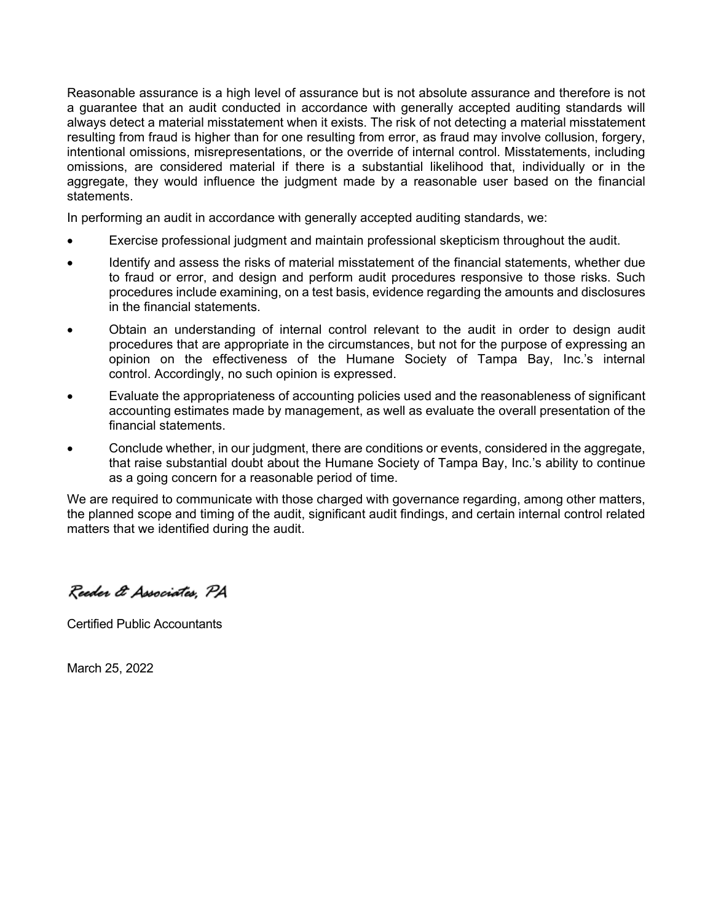Reasonable assurance is a high level of assurance but is not absolute assurance and therefore is not a guarantee that an audit conducted in accordance with generally accepted auditing standards will always detect a material misstatement when it exists. The risk of not detecting a material misstatement resulting from fraud is higher than for one resulting from error, as fraud may involve collusion, forgery, intentional omissions, misrepresentations, or the override of internal control. Misstatements, including omissions, are considered material if there is a substantial likelihood that, individually or in the aggregate, they would influence the judgment made by a reasonable user based on the financial statements.

In performing an audit in accordance with generally accepted auditing standards, we:

- Exercise professional judgment and maintain professional skepticism throughout the audit.
- Identify and assess the risks of material misstatement of the financial statements, whether due to fraud or error, and design and perform audit procedures responsive to those risks. Such procedures include examining, on a test basis, evidence regarding the amounts and disclosures in the financial statements.
- Obtain an understanding of internal control relevant to the audit in order to design audit procedures that are appropriate in the circumstances, but not for the purpose of expressing an opinion on the effectiveness of the Humane Society of Tampa Bay, Inc.'s internal control. Accordingly, no such opinion is expressed.
- Evaluate the appropriateness of accounting policies used and the reasonableness of significant accounting estimates made by management, as well as evaluate the overall presentation of the financial statements.
- Conclude whether, in our judgment, there are conditions or events, considered in the aggregate, that raise substantial doubt about the Humane Society of Tampa Bay, Inc.'s ability to continue as a going concern for a reasonable period of time.

We are required to communicate with those charged with governance regarding, among other matters, the planned scope and timing of the audit, significant audit findings, and certain internal control related matters that we identified during the audit.

*Reeder & Associates, PA*

Certified Public Accountants

March 25, 2022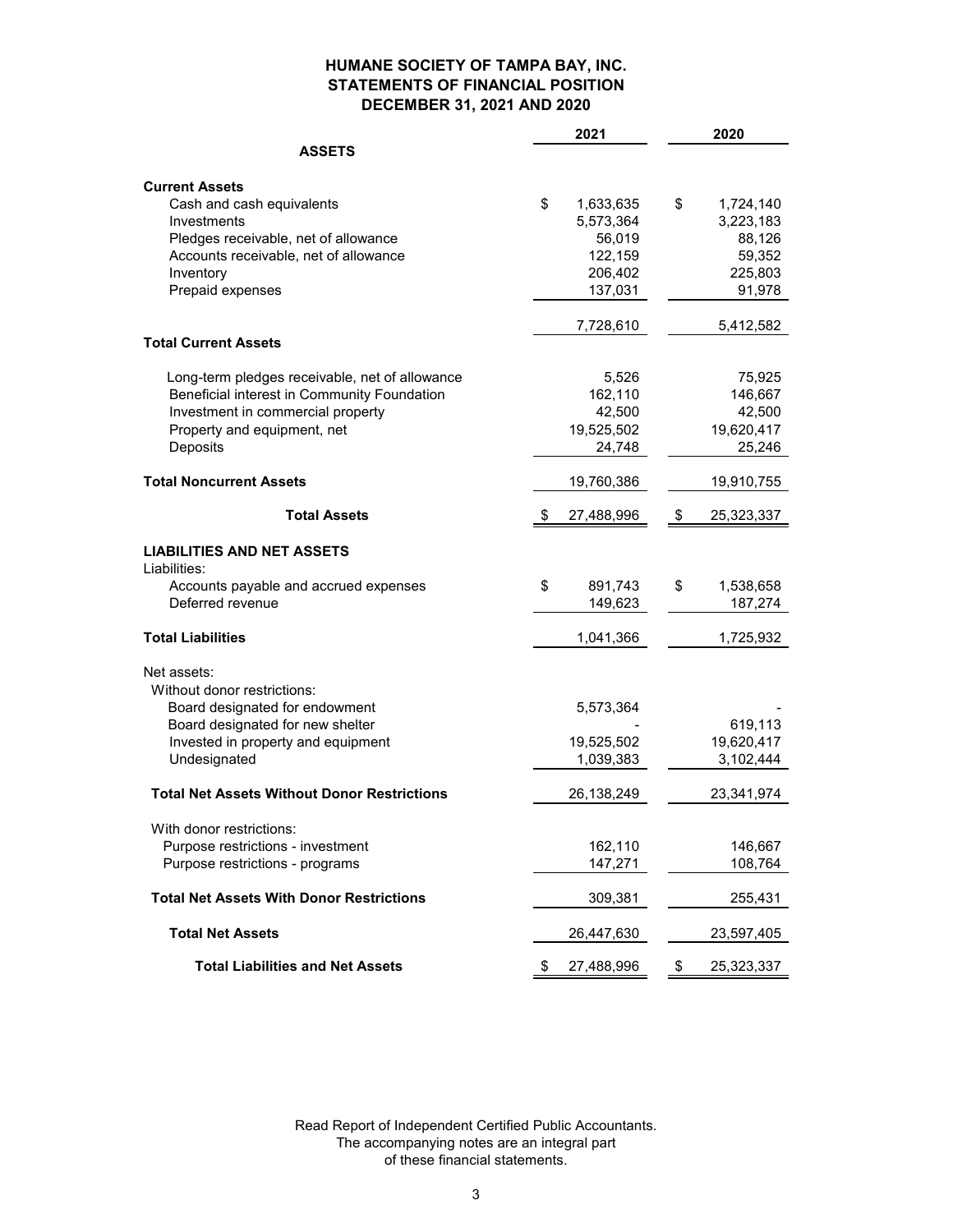# HUMANE SOCIETY OF TAMPA BAY, INC.
## STATEMENTS OF FINANCIAL POSITION
### DECEMBER 31, 2021 AND 2020

| | 2021 | 2020 |
|---|---|---|
| **ASSETS** | | |
| **Current Assets** | | |
| Cash and cash equivalents | $ 1,633,635 | $ 1,724,140 |
| Investments | 5,573,364 | 3,223,183 |
| Pledges receivable, net of allowance | 56,019 | 88,126 |
| Accounts receivable, net of allowance | 122,159 | 59,352 |
| Inventory | 206,402 | 225,803 |
| Prepaid expenses | 137,031 | 91,978 |
| **Total Current Assets** | 7,728,610 | 5,412,582 |
| Long-term pledges receivable, net of allowance | 5,526 | 75,925 |
| Beneficial interest in Community Foundation | 162,110 | 146,667 |
| Investment in commercial property | 42,500 | 42,500 |
| Property and equipment, net | 19,525,502 | 19,620,417 |
| Deposits | 24,748 | 25,246 |
| **Total Noncurrent Assets** | 19,760,386 | 19,910,755 |
| **Total Assets** | $ 27,488,996 | $ 25,323,337 |
| **LIABILITIES AND NET ASSETS** | | |
| Liabilities: | | |
| Accounts payable and accrued expenses | $ 891,743 | $ 1,538,658 |
| Deferred revenue | 149,623 | 187,274 |
| **Total Liabilities** | 1,041,366 | 1,725,932 |
| Net assets: | | |
| Without donor restrictions: | | |
| Board designated for endowment | 5,573,364 | - |
| Board designated for new shelter | - | 619,113 |
| Invested in property and equipment | 19,525,502 | 19,620,417 |
| Undesignated | 1,039,383 | 3,102,444 |
| **Total Net Assets Without Donor Restrictions** | 26,138,249 | 23,341,974 |
| With donor restrictions: | | |
| Purpose restrictions - investment | 162,110 | 146,667 |
| Purpose restrictions - programs | 147,271 | 108,764 |
| **Total Net Assets With Donor Restrictions** | 309,381 | 255,431 |
| **Total Net Assets** | 26,447,630 | 23,597,405 |
| **Total Liabilities and Net Assets** | $ 27,488,996 | $ 25,323,337 |

Read Report of Independent Certified Public Accountants.
The accompanying notes are an integral part
of these financial statements.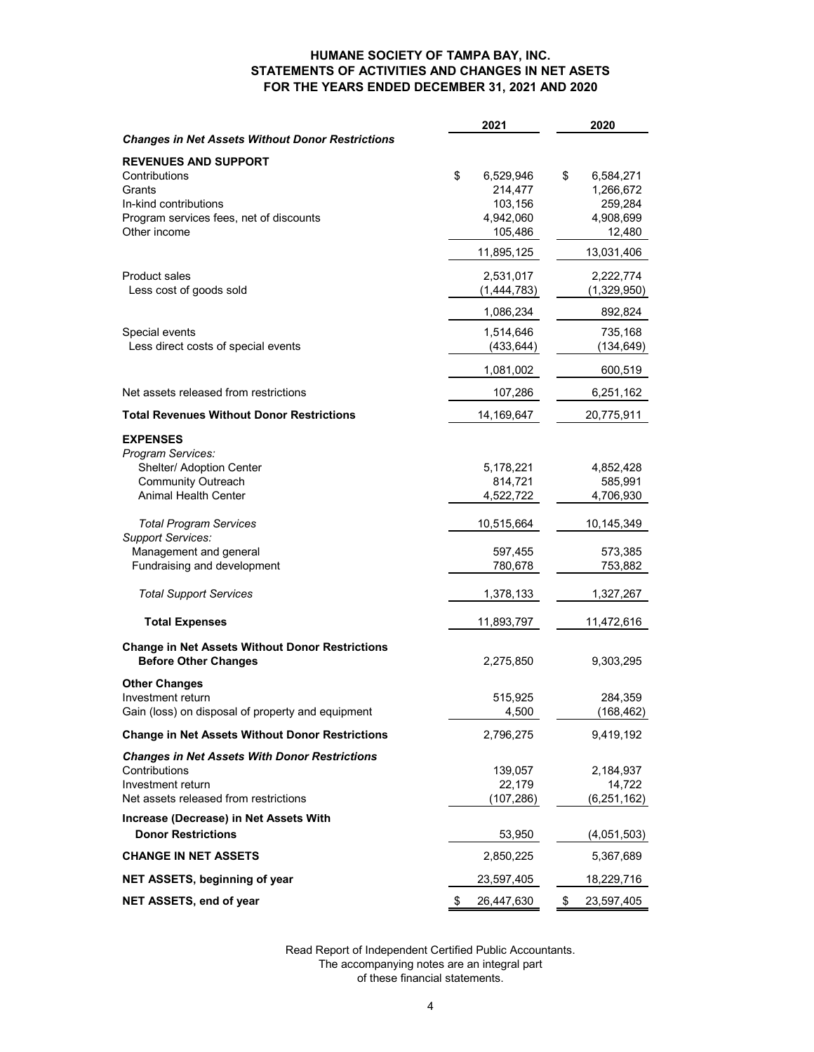# HUMANE SOCIETY OF TAMPA BAY, INC.
## STATEMENTS OF ACTIVITIES AND CHANGES IN NET ASETS
## FOR THE YEARS ENDED DECEMBER 31, 2021 AND 2020

| | 2021 | 2020 |
|---|---|---|
| ***Changes in Net Assets Without Donor Restrictions*** | | |
| **REVENUES AND SUPPORT** | | |
| Contributions | $ 6,529,946 | $ 6,584,271 |
| Grants | 214,477 | 1,266,672 |
| In-kind contributions | 103,156 | 259,284 |
| Program services fees, net of discounts | 4,942,060 | 4,908,699 |
| Other income | 105,486 | 12,480 |
| | 11,895,125 | 13,031,406 |
| Product sales | 2,531,017 | 2,222,774 |
| Less cost of goods sold | (1,444,783) | (1,329,950) |
| | 1,086,234 | 892,824 |
| Special events | 1,514,646 | 735,168 |
| Less direct costs of special events | (433,644) | (134,649) |
| | 1,081,002 | 600,519 |
| Net assets released from restrictions | 107,286 | 6,251,162 |
| **Total Revenues Without Donor Restrictions** | 14,169,647 | 20,775,911 |
| **EXPENSES** | | |
| *Program Services:* | | |
| Shelter/ Adoption Center | 5,178,221 | 4,852,428 |
| Community Outreach | 814,721 | 585,991 |
| Animal Health Center | 4,522,722 | 4,706,930 |
| *Total Program Services* | 10,515,664 | 10,145,349 |
| *Support Services:* | | |
| Management and general | 597,455 | 573,385 |
| Fundraising and development | 780,678 | 753,882 |
| *Total Support Services* | 1,378,133 | 1,327,267 |
| **Total Expenses** | 11,893,797 | 11,472,616 |
| **Change in Net Assets Without Donor Restrictions Before Other Changes** | 2,275,850 | 9,303,295 |
| **Other Changes** | | |
| Investment return | 515,925 | 284,359 |
| Gain (loss) on disposal of property and equipment | 4,500 | (168,462) |
| **Change in Net Assets Without Donor Restrictions** | 2,796,275 | 9,419,192 |
| ***Changes in Net Assets With Donor Restrictions*** | | |
| Contributions | 139,057 | 2,184,937 |
| Investment return | 22,179 | 14,722 |
| Net assets released from restrictions | (107,286) | (6,251,162) |
| **Increase (Decrease) in Net Assets With Donor Restrictions** | 53,950 | (4,051,503) |
| **CHANGE IN NET ASSETS** | 2,850,225 | 5,367,689 |
| **NET ASSETS, beginning of year** | 23,597,405 | 18,229,716 |
| **NET ASSETS, end of year** | $ 26,447,630 | $ 23,597,405 |

Read Report of Independent Certified Public Accountants.
The accompanying notes are an integral part
of these financial statements.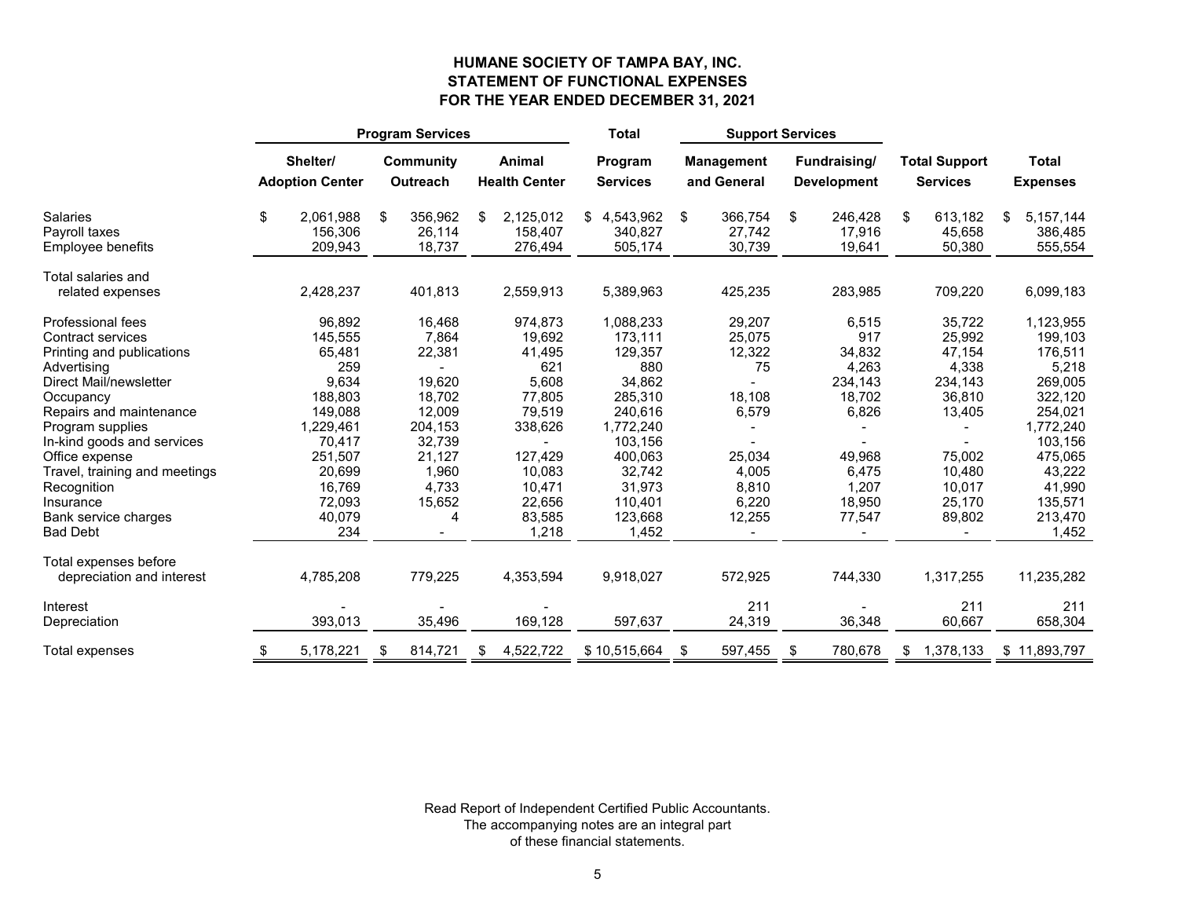# HUMANE SOCIETY OF TAMPA BAY, INC.
## STATEMENT OF FUNCTIONAL EXPENSES
## FOR THE YEAR ENDED DECEMBER 31, 2021

| | Program Services | | | Total | Support Services | | | |
|---|---|---|---|---|---|---|---|---|
| | Shelter/ Adoption Center | Community Outreach | Animal Health Center | Program Services | Management and General | Fundraising/ Development | Total Support Services | Total Expenses |
| Salaries | $ 2,061,988 | $ 356,962 | $ 2,125,012 | $ 4,543,962 | $ 366,754 | $ 246,428 | $ 613,182 | $ 5,157,144 |
| Payroll taxes | 156,306 | 26,114 | 158,407 | 340,827 | 27,742 | 17,916 | 45,658 | 386,485 |
| Employee benefits | 209,943 | 18,737 | 276,494 | 505,174 | 30,739 | 19,641 | 50,380 | 555,554 |
| Total salaries and related expenses | 2,428,237 | 401,813 | 2,559,913 | 5,389,963 | 425,235 | 283,985 | 709,220 | 6,099,183 |
| Professional fees | 96,892 | 16,468 | 974,873 | 1,088,233 | 29,207 | 6,515 | 35,722 | 1,123,955 |
| Contract services | 145,555 | 7,864 | 19,692 | 173,111 | 25,075 | 917 | 25,992 | 199,103 |
| Printing and publications | 65,481 | 22,381 | 41,495 | 129,357 | 12,322 | 34,832 | 47,154 | 176,511 |
| Advertising | 259 | - | 621 | 880 | 75 | 4,263 | 4,338 | 5,218 |
| Direct Mail/newsletter | 9,634 | 19,620 | 5,608 | 34,862 | - | 234,143 | 234,143 | 269,005 |
| Occupancy | 188,803 | 18,702 | 77,805 | 285,310 | 18,108 | 18,702 | 36,810 | 322,120 |
| Repairs and maintenance | 149,088 | 12,009 | 79,519 | 240,616 | 6,579 | 6,826 | 13,405 | 254,021 |
| Program supplies | 1,229,461 | 204,153 | 338,626 | 1,772,240 | - | - | - | 1,772,240 |
| In-kind goods and services | 70,417 | 32,739 | - | 103,156 | - | - | - | 103,156 |
| Office expense | 251,507 | 21,127 | 127,429 | 400,063 | 25,034 | 49,968 | 75,002 | 475,065 |
| Travel, training and meetings | 20,699 | 1,960 | 10,083 | 32,742 | 4,005 | 6,475 | 10,480 | 43,222 |
| Recognition | 16,769 | 4,733 | 10,471 | 31,973 | 8,810 | 1,207 | 10,017 | 41,990 |
| Insurance | 72,093 | 15,652 | 22,656 | 110,401 | 6,220 | 18,950 | 25,170 | 135,571 |
| Bank service charges | 40,079 | 4 | 83,585 | 123,668 | 12,255 | 77,547 | 89,802 | 213,470 |
| Bad Debt | 234 | - | 1,218 | 1,452 | - | - | - | 1,452 |
| Total expenses before depreciation and interest | 4,785,208 | 779,225 | 4,353,594 | 9,918,027 | 572,925 | 744,330 | 1,317,255 | 11,235,282 |
| Interest | - | - | - | | 211 | - | 211 | 211 |
| Depreciation | 393,013 | 35,496 | 169,128 | 597,637 | 24,319 | 36,348 | 60,667 | 658,304 |
| Total expenses | $ 5,178,221 | $ 814,721 | $ 4,522,722 | $ 10,515,664 | $ 597,455 | $ 780,678 | $ 1,378,133 | $ 11,893,797 |

Read Report of Independent Certified Public Accountants.
The accompanying notes are an integral part
of these financial statements.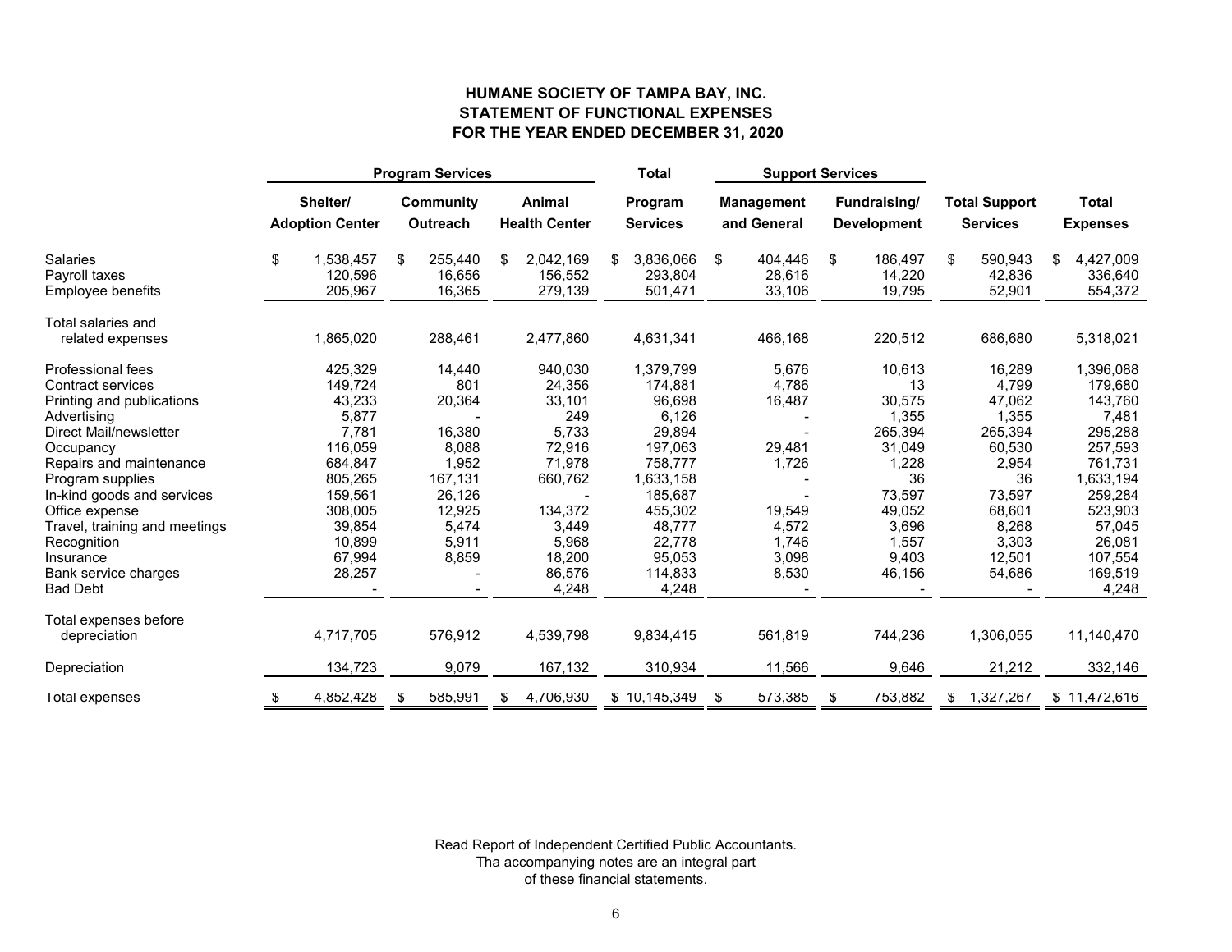# HUMANE SOCIETY OF TAMPA BAY, INC.
## STATEMENT OF FUNCTIONAL EXPENSES
### FOR THE YEAR ENDED DECEMBER 31, 2020

| | Program Services | | | Total | Support Services | | | |
|---|---|---|---|---|---|---|---|---|
| | Shelter/ Adoption Center | Community Outreach | Animal Health Center | Program Services | Management and General | Fundraising/ Development | Total Support Services | Total Expenses |
| Salaries | $ 1,538,457 | $ 255,440 | $ 2,042,169 | $ 3,836,066 | $ 404,446 | $ 186,497 | $ 590,943 | $ 4,427,009 |
| Payroll taxes | 120,596 | 16,656 | 156,552 | 293,804 | 28,616 | 14,220 | 42,836 | 336,640 |
| Employee benefits | 205,967 | 16,365 | 279,139 | 501,471 | 33,106 | 19,795 | 52,901 | 554,372 |
| Total salaries and related expenses | 1,865,020 | 288,461 | 2,477,860 | 4,631,341 | 466,168 | 220,512 | 686,680 | 5,318,021 |
| Professional fees | 425,329 | 14,440 | 940,030 | 1,379,799 | 5,676 | 10,613 | 16,289 | 1,396,088 |
| Contract services | 149,724 | 801 | 24,356 | 174,881 | 4,786 | 13 | 4,799 | 179,680 |
| Printing and publications | 43,233 | 20,364 | 33,101 | 96,698 | 16,487 | 30,575 | 47,062 | 143,760 |
| Advertising | 5,877 | - | 249 | 6,126 | - | 1,355 | 1,355 | 7,481 |
| Direct Mail/newsletter | 7,781 | 16,380 | 5,733 | 29,894 | - | 265,394 | 265,394 | 295,288 |
| Occupancy | 116,059 | 8,088 | 72,916 | 197,063 | 29,481 | 31,049 | 60,530 | 257,593 |
| Repairs and maintenance | 684,847 | 1,952 | 71,978 | 758,777 | 1,726 | 1,228 | 2,954 | 761,731 |
| Program supplies | 805,265 | 167,131 | 660,762 | 1,633,158 | - | 36 | 36 | 1,633,194 |
| In-kind goods and services | 159,561 | 26,126 | - | 185,687 | - | 73,597 | 73,597 | 259,284 |
| Office expense | 308,005 | 12,925 | 134,372 | 455,302 | 19,549 | 49,052 | 68,601 | 523,903 |
| Travel, training and meetings | 39,854 | 5,474 | 3,449 | 48,777 | 4,572 | 3,696 | 8,268 | 57,045 |
| Recognition | 10,899 | 5,911 | 5,968 | 22,778 | 1,746 | 1,557 | 3,303 | 26,081 |
| Insurance | 67,994 | 8,859 | 18,200 | 95,053 | 3,098 | 9,403 | 12,501 | 107,554 |
| Bank service charges | 28,257 | - | 86,576 | 114,833 | 8,530 | 46,156 | 54,686 | 169,519 |
| Bad Debt | - | - | 4,248 | 4,248 | - | - | - | 4,248 |
| Total expenses before depreciation | 4,717,705 | 576,912 | 4,539,798 | 9,834,415 | 561,819 | 744,236 | 1,306,055 | 11,140,470 |
| Depreciation | 134,723 | 9,079 | 167,132 | 310,934 | 11,566 | 9,646 | 21,212 | 332,146 |
| Total expenses | $ 4,852,428 | $ 585,991 | $ 4,706,930 | $ 10,145,349 | $ 573,385 | $ 753,882 | $ 1,327,267 | $ 11,472,616 |

Read Report of Independent Certified Public Accountants.
Tha accompanying notes are an integral part
of these financial statements.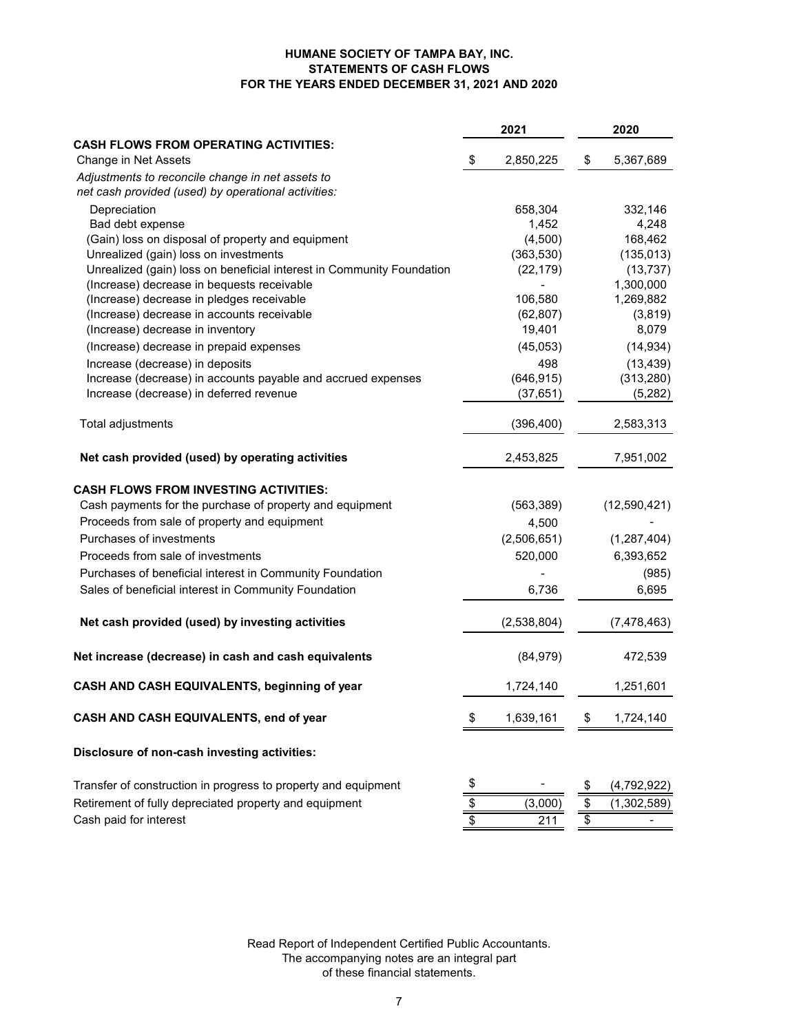**HUMANE SOCIETY OF TAMPA BAY, INC.**
**STATEMENTS OF CASH FLOWS**
**FOR THE YEARS ENDED DECEMBER 31, 2021 AND 2020**

| | 2021 | 2020 |
|---|---|---|
| **CASH FLOWS FROM OPERATING ACTIVITIES:** | | |
| Change in Net Assets | $ 2,850,225 | $ 5,367,689 |
| *Adjustments to reconcile change in net assets to net cash provided (used) by operational activities:* | | |
| Depreciation | 658,304 | 332,146 |
| Bad debt expense | 1,452 | 4,248 |
| (Gain) loss on disposal of property and equipment | (4,500) | 168,462 |
| Unrealized (gain) loss on investments | (363,530) | (135,013) |
| Unrealized (gain) loss on beneficial interest in Community Foundation | (22,179) | (13,737) |
| (Increase) decrease in bequests receivable | - | 1,300,000 |
| (Increase) decrease in pledges receivable | 106,580 | 1,269,882 |
| (Increase) decrease in accounts receivable | (62,807) | (3,819) |
| (Increase) decrease in inventory | 19,401 | 8,079 |
| (Increase) decrease in prepaid expenses | (45,053) | (14,934) |
| Increase (decrease) in deposits | 498 | (13,439) |
| Increase (decrease) in accounts payable and accrued expenses | (646,915) | (313,280) |
| Increase (decrease) in deferred revenue | (37,651) | (5,282) |
| Total adjustments | (396,400) | 2,583,313 |
| **Net cash provided (used) by operating activities** | 2,453,825 | 7,951,002 |
| **CASH FLOWS FROM INVESTING ACTIVITIES:** | | |
| Cash payments for the purchase of property and equipment | (563,389) | (12,590,421) |
| Proceeds from sale of property and equipment | 4,500 | - |
| Purchases of investments | (2,506,651) | (1,287,404) |
| Proceeds from sale of investments | 520,000 | 6,393,652 |
| Purchases of beneficial interest in Community Foundation | - | (985) |
| Sales of beneficial interest in Community Foundation | 6,736 | 6,695 |
| **Net cash provided (used) by investing activities** | (2,538,804) | (7,478,463) |
| **Net increase (decrease) in cash and cash equivalents** | (84,979) | 472,539 |
| **CASH AND CASH EQUIVALENTS, beginning of year** | 1,724,140 | 1,251,601 |
| **CASH AND CASH EQUIVALENTS, end of year** | $ 1,639,161 | $ 1,724,140 |
| **Disclosure of non-cash investing activities:** | | |
| Transfer of construction in progress to property and equipment | $ - | $ (4,792,922) |
| Retirement of fully depreciated property and equipment | $ (3,000) | $ (1,302,589) |
| Cash paid for interest | $ 211 | $ - |

Read Report of Independent Certified Public Accountants.
The accompanying notes are an integral part
of these financial statements.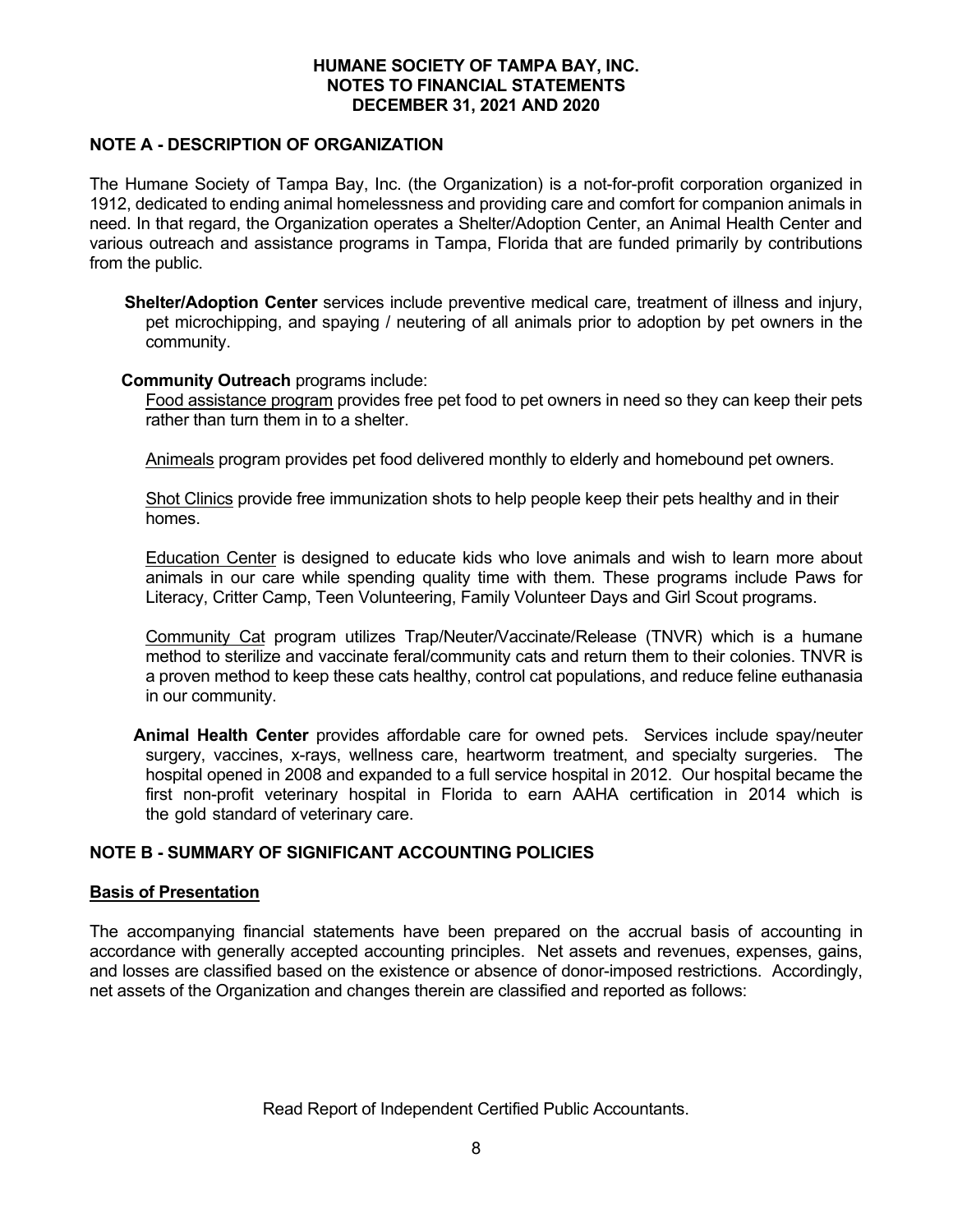# HUMANE SOCIETY OF TAMPA BAY, INC.
## NOTES TO FINANCIAL STATEMENTS
## DECEMBER 31, 2021 AND 2020

### NOTE A - DESCRIPTION OF ORGANIZATION

The Humane Society of Tampa Bay, Inc. (the Organization) is a not-for-profit corporation organized in 1912, dedicated to ending animal homelessness and providing care and comfort for companion animals in need. In that regard, the Organization operates a Shelter/Adoption Center, an Animal Health Center and various outreach and assistance programs in Tampa, Florida that are funded primarily by contributions from the public.

**Shelter/Adoption Center** services include preventive medical care, treatment of illness and injury, pet microchipping, and spaying / neutering of all animals prior to adoption by pet owners in the community.

**Community Outreach** programs include:

Food assistance program provides free pet food to pet owners in need so they can keep their pets rather than turn them in to a shelter.

Animeals program provides pet food delivered monthly to elderly and homebound pet owners.

Shot Clinics provide free immunization shots to help people keep their pets healthy and in their homes.

Education Center is designed to educate kids who love animals and wish to learn more about animals in our care while spending quality time with them. These programs include Paws for Literacy, Critter Camp, Teen Volunteering, Family Volunteer Days and Girl Scout programs.

Community Cat program utilizes Trap/Neuter/Vaccinate/Release (TNVR) which is a humane method to sterilize and vaccinate feral/community cats and return them to their colonies. TNVR is a proven method to keep these cats healthy, control cat populations, and reduce feline euthanasia in our community.

**Animal Health Center** provides affordable care for owned pets. Services include spay/neuter surgery, vaccines, x-rays, wellness care, heartworm treatment, and specialty surgeries. The hospital opened in 2008 and expanded to a full service hospital in 2012. Our hospital became the first non-profit veterinary hospital in Florida to earn AAHA certification in 2014 which is the gold standard of veterinary care.

### NOTE B - SUMMARY OF SIGNIFICANT ACCOUNTING POLICIES

#### Basis of Presentation

The accompanying financial statements have been prepared on the accrual basis of accounting in accordance with generally accepted accounting principles. Net assets and revenues, expenses, gains, and losses are classified based on the existence or absence of donor-imposed restrictions. Accordingly, net assets of the Organization and changes therein are classified and reported as follows:

Read Report of Independent Certified Public Accountants.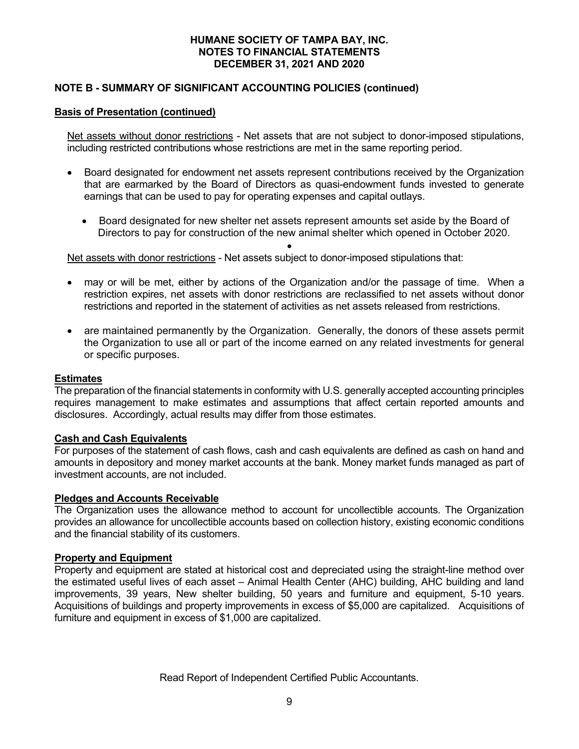## NOTE B - SUMMARY OF SIGNIFICANT ACCOUNTING POLICIES (continued)

### Basis of Presentation (continued)

Net assets without donor restrictions - Net assets that are not subject to donor-imposed stipulations, including restricted contributions whose restrictions are met in the same reporting period.

- Board designated for endowment net assets represent contributions received by the Organization that are earmarked by the Board of Directors as quasi-endowment funds invested to generate earnings that can be used to pay for operating expenses and capital outlays.
  - Board designated for new shelter net assets represent amounts set aside by the Board of Directors to pay for construction of the new animal shelter which opened in October 2020.

Net assets with donor restrictions - Net assets subject to donor-imposed stipulations that:

- may or will be met, either by actions of the Organization and/or the passage of time. When a restriction expires, net assets with donor restrictions are reclassified to net assets without donor restrictions and reported in the statement of activities as net assets released from restrictions.
- are maintained permanently by the Organization. Generally, the donors of these assets permit the Organization to use all or part of the income earned on any related investments for general or specific purposes.

### Estimates

The preparation of the financial statements in conformity with U.S. generally accepted accounting principles requires management to make estimates and assumptions that affect certain reported amounts and disclosures. Accordingly, actual results may differ from those estimates.

### Cash and Cash Equivalents

For purposes of the statement of cash flows, cash and cash equivalents are defined as cash on hand and amounts in depository and money market accounts at the bank. Money market funds managed as part of investment accounts, are not included.

### Pledges and Accounts Receivable

The Organization uses the allowance method to account for uncollectible accounts. The Organization provides an allowance for uncollectible accounts based on collection history, existing economic conditions and the financial stability of its customers.

### Property and Equipment

Property and equipment are stated at historical cost and depreciated using the straight-line method over the estimated useful lives of each asset – Animal Health Center (AHC) building, AHC building and land improvements, 39 years, New shelter building, 50 years and furniture and equipment, 5-10 years. Acquisitions of buildings and property improvements in excess of $5,000 are capitalized. Acquisitions of furniture and equipment in excess of $1,000 are capitalized.

Read Report of Independent Certified Public Accountants.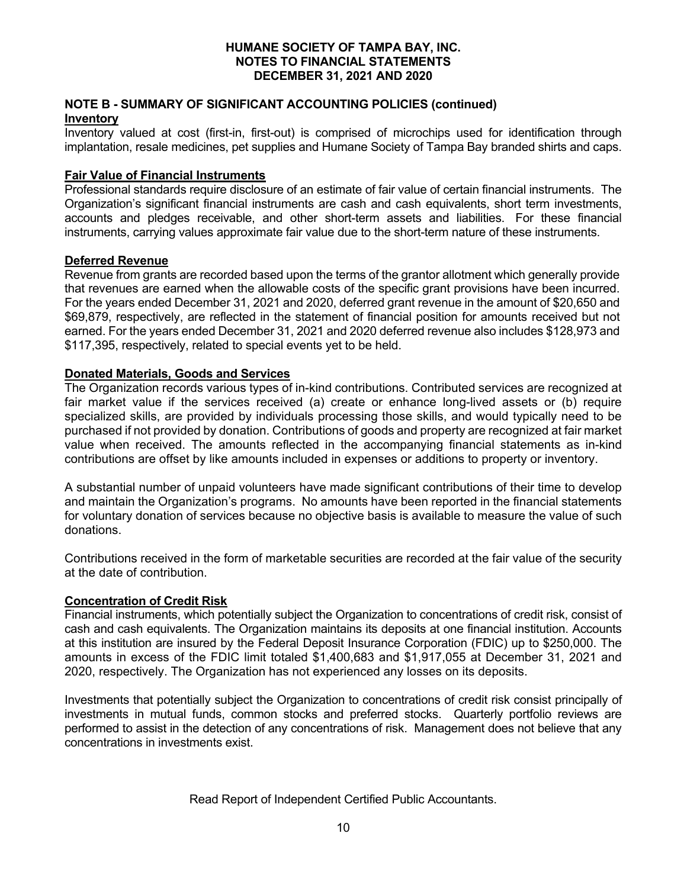# HUMANE SOCIETY OF TAMPA BAY, INC.
## NOTES TO FINANCIAL STATEMENTS
## DECEMBER 31, 2021 AND 2020

## NOTE B - SUMMARY OF SIGNIFICANT ACCOUNTING POLICIES (continued)

### Inventory

Inventory valued at cost (first-in, first-out) is comprised of microchips used for identification through implantation, resale medicines, pet supplies and Humane Society of Tampa Bay branded shirts and caps.

### Fair Value of Financial Instruments

Professional standards require disclosure of an estimate of fair value of certain financial instruments. The Organization's significant financial instruments are cash and cash equivalents, short term investments, accounts and pledges receivable, and other short-term assets and liabilities. For these financial instruments, carrying values approximate fair value due to the short-term nature of these instruments.

### Deferred Revenue

Revenue from grants are recorded based upon the terms of the grantor allotment which generally provide that revenues are earned when the allowable costs of the specific grant provisions have been incurred. For the years ended December 31, 2021 and 2020, deferred grant revenue in the amount of $20,650 and $69,879, respectively, are reflected in the statement of financial position for amounts received but not earned. For the years ended December 31, 2021 and 2020 deferred revenue also includes $128,973 and $117,395, respectively, related to special events yet to be held.

### Donated Materials, Goods and Services

The Organization records various types of in-kind contributions. Contributed services are recognized at fair market value if the services received (a) create or enhance long-lived assets or (b) require specialized skills, are provided by individuals processing those skills, and would typically need to be purchased if not provided by donation. Contributions of goods and property are recognized at fair market value when received. The amounts reflected in the accompanying financial statements as in-kind contributions are offset by like amounts included in expenses or additions to property or inventory.

A substantial number of unpaid volunteers have made significant contributions of their time to develop and maintain the Organization's programs. No amounts have been reported in the financial statements for voluntary donation of services because no objective basis is available to measure the value of such donations.

Contributions received in the form of marketable securities are recorded at the fair value of the security at the date of contribution.

### Concentration of Credit Risk

Financial instruments, which potentially subject the Organization to concentrations of credit risk, consist of cash and cash equivalents. The Organization maintains its deposits at one financial institution. Accounts at this institution are insured by the Federal Deposit Insurance Corporation (FDIC) up to $250,000. The amounts in excess of the FDIC limit totaled $1,400,683 and $1,917,055 at December 31, 2021 and 2020, respectively. The Organization has not experienced any losses on its deposits.

Investments that potentially subject the Organization to concentrations of credit risk consist principally of investments in mutual funds, common stocks and preferred stocks. Quarterly portfolio reviews are performed to assist in the detection of any concentrations of risk. Management does not believe that any concentrations in investments exist.

Read Report of Independent Certified Public Accountants.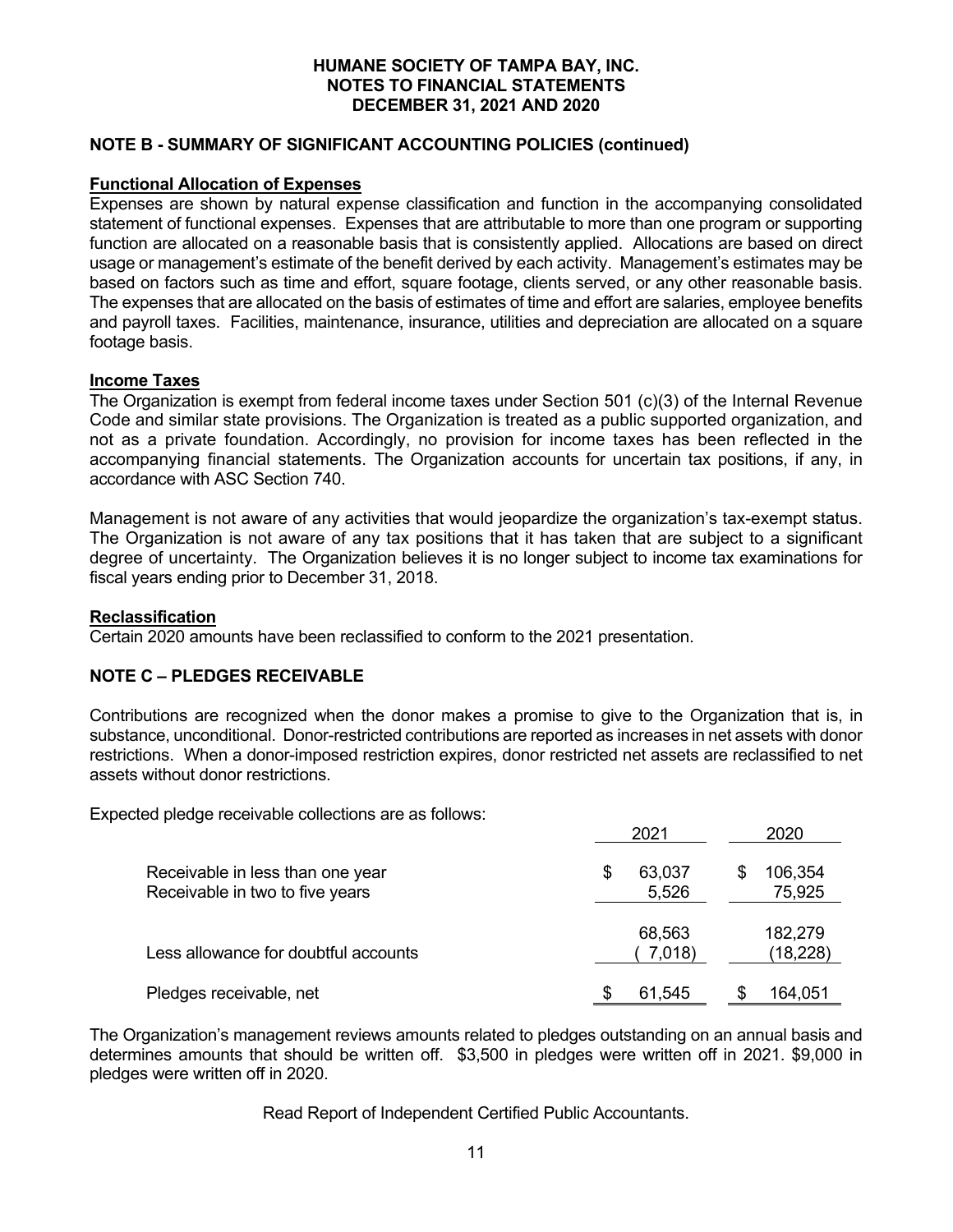# HUMANE SOCIETY OF TAMPA BAY, INC.
# NOTES TO FINANCIAL STATEMENTS
# DECEMBER 31, 2021 AND 2020

## NOTE B - SUMMARY OF SIGNIFICANT ACCOUNTING POLICIES (continued)

**Functional Allocation of Expenses**

Expenses are shown by natural expense classification and function in the accompanying consolidated statement of functional expenses. Expenses that are attributable to more than one program or supporting function are allocated on a reasonable basis that is consistently applied. Allocations are based on direct usage or management's estimate of the benefit derived by each activity. Management's estimates may be based on factors such as time and effort, square footage, clients served, or any other reasonable basis. The expenses that are allocated on the basis of estimates of time and effort are salaries, employee benefits and payroll taxes. Facilities, maintenance, insurance, utilities and depreciation are allocated on a square footage basis.

**Income Taxes**

The Organization is exempt from federal income taxes under Section 501 (c)(3) of the Internal Revenue Code and similar state provisions. The Organization is treated as a public supported organization, and not as a private foundation. Accordingly, no provision for income taxes has been reflected in the accompanying financial statements. The Organization accounts for uncertain tax positions, if any, in accordance with ASC Section 740.

Management is not aware of any activities that would jeopardize the organization's tax-exempt status. The Organization is not aware of any tax positions that it has taken that are subject to a significant degree of uncertainty. The Organization believes it is no longer subject to income tax examinations for fiscal years ending prior to December 31, 2018.

**Reclassification**

Certain 2020 amounts have been reclassified to conform to the 2021 presentation.

## NOTE C – PLEDGES RECEIVABLE

Contributions are recognized when the donor makes a promise to give to the Organization that is, in substance, unconditional. Donor-restricted contributions are reported as increases in net assets with donor restrictions. When a donor-imposed restriction expires, donor restricted net assets are reclassified to net assets without donor restrictions.

Expected pledge receivable collections are as follows:

| | 2021 | 2020 |
|---|---|---|
| Receivable in less than one year | $ 63,037 | $ 106,354 |
| Receivable in two to five years | 5,526 | 75,925 |
| | 68,563 | 182,279 |
| Less allowance for doubtful accounts | ( 7,018) | (18,228) |
| Pledges receivable, net | $ 61,545 | $ 164,051 |

The Organization's management reviews amounts related to pledges outstanding on an annual basis and determines amounts that should be written off. $3,500 in pledges were written off in 2021. $9,000 in pledges were written off in 2020.

Read Report of Independent Certified Public Accountants.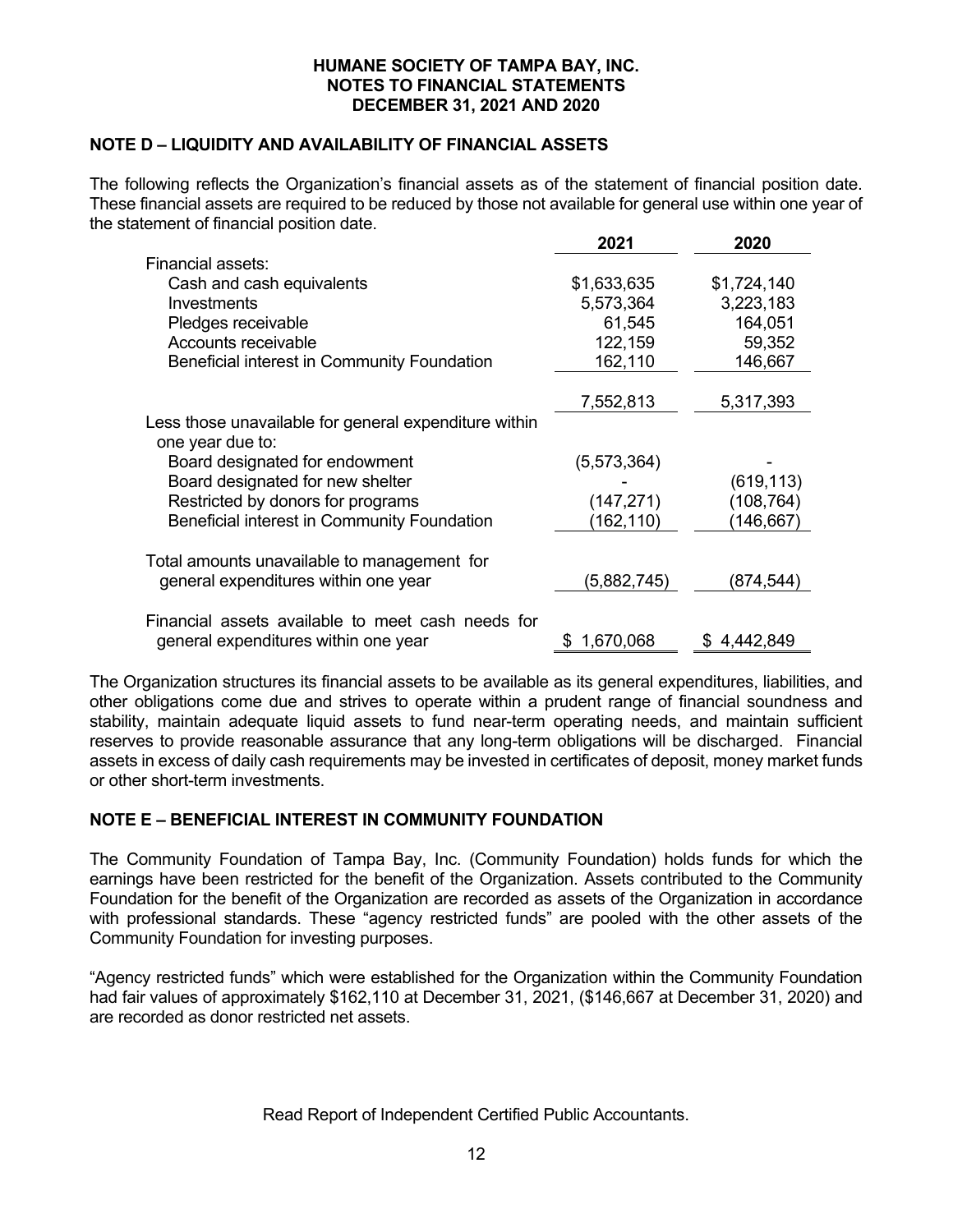**HUMANE SOCIETY OF TAMPA BAY, INC.**
**NOTES TO FINANCIAL STATEMENTS**
**DECEMBER 31, 2021 AND 2020**

## NOTE D – LIQUIDITY AND AVAILABILITY OF FINANCIAL ASSETS

The following reflects the Organization's financial assets as of the statement of financial position date. These financial assets are required to be reduced by those not available for general use within one year of the statement of financial position date.

| | 2021 | 2020 |
|---|---|---|
| Financial assets: | | |
| Cash and cash equivalents | $1,633,635 | $1,724,140 |
| Investments | 5,573,364 | 3,223,183 |
| Pledges receivable | 61,545 | 164,051 |
| Accounts receivable | 122,159 | 59,352 |
| Beneficial interest in Community Foundation | 162,110 | 146,667 |
| | 7,552,813 | 5,317,393 |
| Less those unavailable for general expenditure within one year due to: | | |
| Board designated for endowment | (5,573,364) | - |
| Board designated for new shelter | - | (619,113) |
| Restricted by donors for programs | (147,271) | (108,764) |
| Beneficial interest in Community Foundation | (162,110) | (146,667) |
| Total amounts unavailable to management for general expenditures within one year | (5,882,745) | (874,544) |
| Financial assets available to meet cash needs for general expenditures within one year | $ 1,670,068 | $ 4,442,849 |

The Organization structures its financial assets to be available as its general expenditures, liabilities, and other obligations come due and strives to operate within a prudent range of financial soundness and stability, maintain adequate liquid assets to fund near-term operating needs, and maintain sufficient reserves to provide reasonable assurance that any long-term obligations will be discharged. Financial assets in excess of daily cash requirements may be invested in certificates of deposit, money market funds or other short-term investments.

## NOTE E – BENEFICIAL INTEREST IN COMMUNITY FOUNDATION

The Community Foundation of Tampa Bay, Inc. (Community Foundation) holds funds for which the earnings have been restricted for the benefit of the Organization. Assets contributed to the Community Foundation for the benefit of the Organization are recorded as assets of the Organization in accordance with professional standards. These "agency restricted funds" are pooled with the other assets of the Community Foundation for investing purposes.

"Agency restricted funds" which were established for the Organization within the Community Foundation had fair values of approximately $162,110 at December 31, 2021, ($146,667 at December 31, 2020) and are recorded as donor restricted net assets.

Read Report of Independent Certified Public Accountants.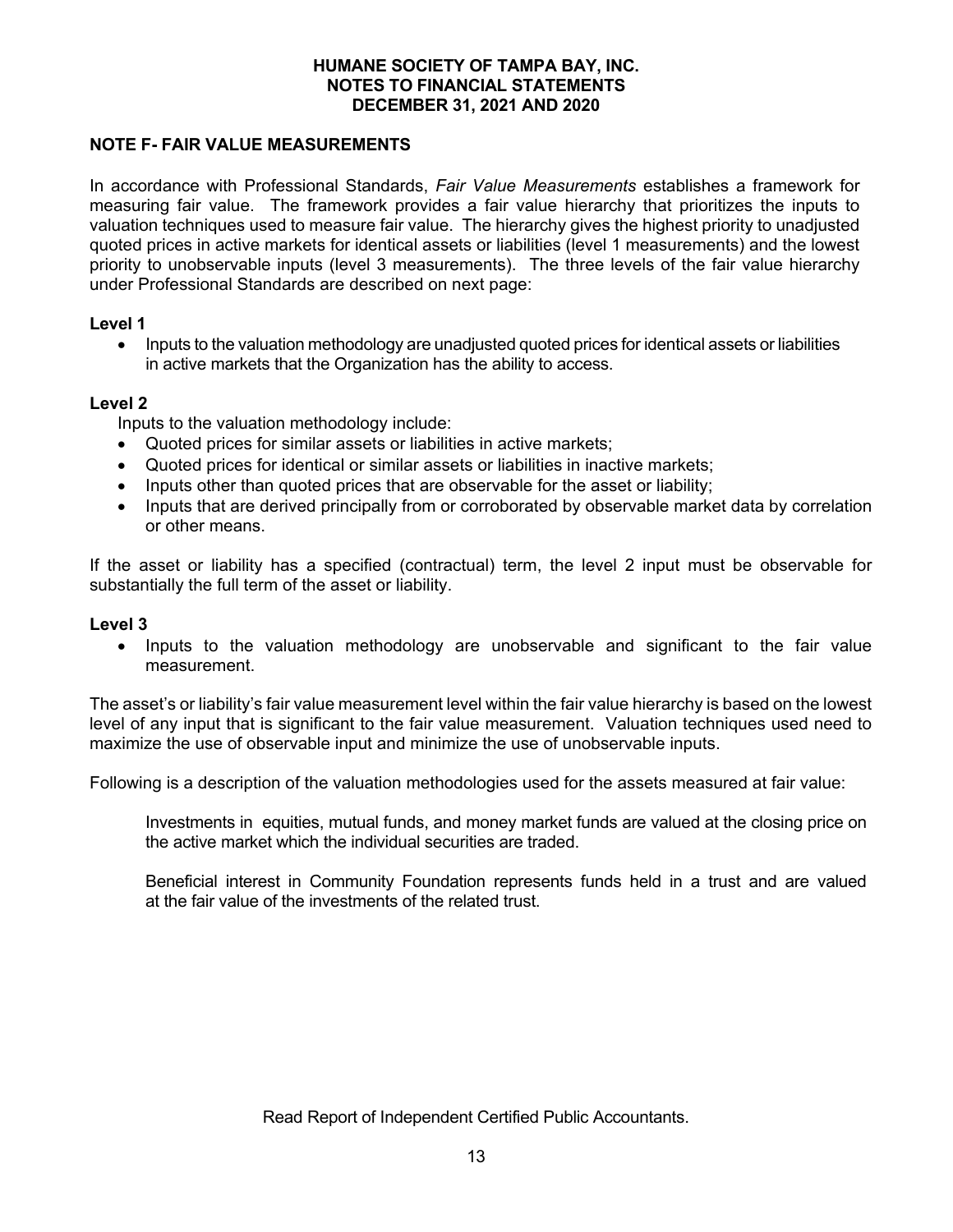## NOTE F- FAIR VALUE MEASUREMENTS

In accordance with Professional Standards, *Fair Value Measurements* establishes a framework for measuring fair value. The framework provides a fair value hierarchy that prioritizes the inputs to valuation techniques used to measure fair value. The hierarchy gives the highest priority to unadjusted quoted prices in active markets for identical assets or liabilities (level 1 measurements) and the lowest priority to unobservable inputs (level 3 measurements). The three levels of the fair value hierarchy under Professional Standards are described on next page:

**Level 1**

- Inputs to the valuation methodology are unadjusted quoted prices for identical assets or liabilities in active markets that the Organization has the ability to access.

**Level 2**

Inputs to the valuation methodology include:

- Quoted prices for similar assets or liabilities in active markets;
- Quoted prices for identical or similar assets or liabilities in inactive markets;
- Inputs other than quoted prices that are observable for the asset or liability;
- Inputs that are derived principally from or corroborated by observable market data by correlation or other means.

If the asset or liability has a specified (contractual) term, the level 2 input must be observable for substantially the full term of the asset or liability.

**Level 3**

- Inputs to the valuation methodology are unobservable and significant to the fair value measurement.

The asset's or liability's fair value measurement level within the fair value hierarchy is based on the lowest level of any input that is significant to the fair value measurement. Valuation techniques used need to maximize the use of observable input and minimize the use of unobservable inputs.

Following is a description of the valuation methodologies used for the assets measured at fair value:

Investments in equities, mutual funds, and money market funds are valued at the closing price on the active market which the individual securities are traded.

Beneficial interest in Community Foundation represents funds held in a trust and are valued at the fair value of the investments of the related trust.

Read Report of Independent Certified Public Accountants.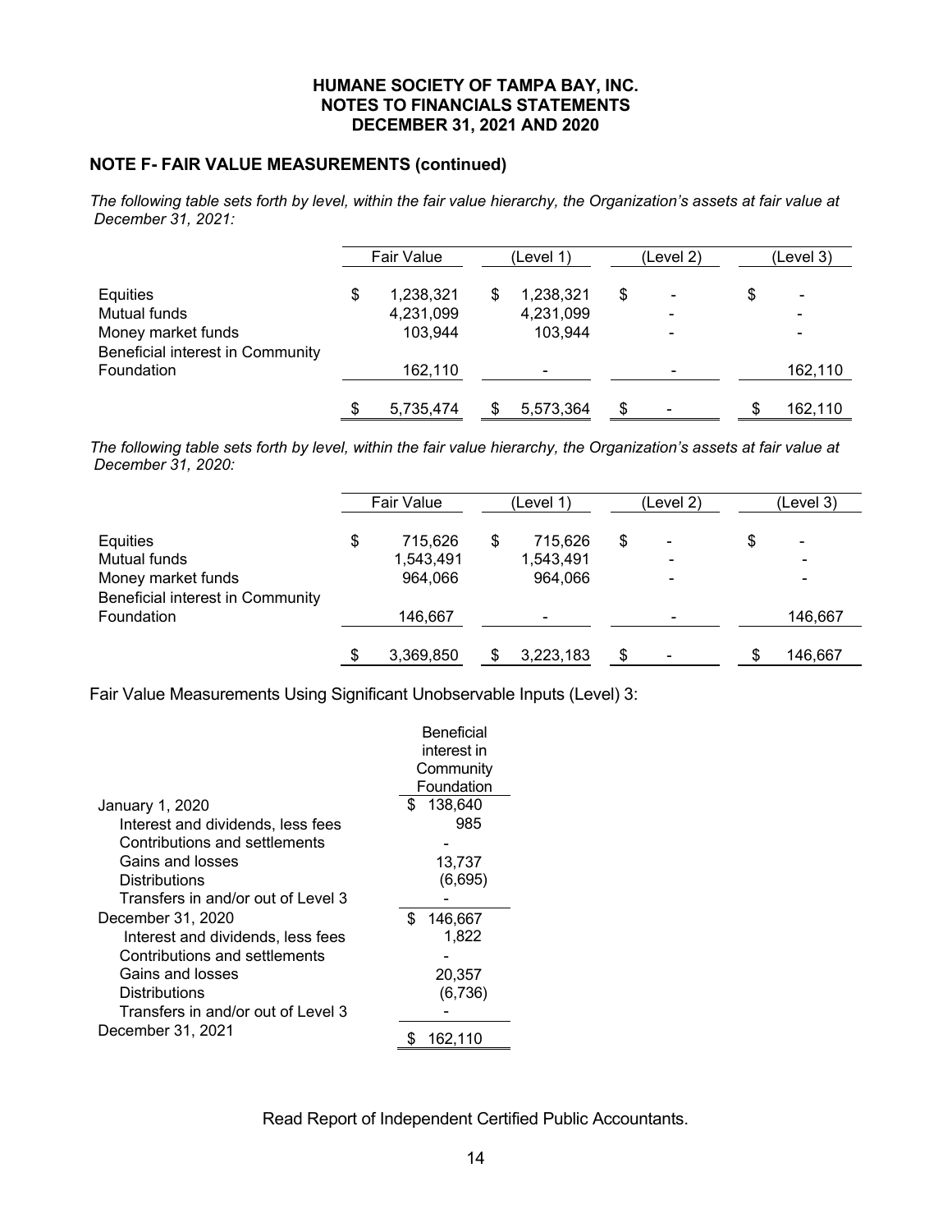## NOTE F- FAIR VALUE MEASUREMENTS (continued)

*The following table sets forth by level, within the fair value hierarchy, the Organization's assets at fair value at December 31, 2021:*

| | Fair Value | (Level 1) | (Level 2) | (Level 3) |
|---|---|---|---|---|
| Equities | $ 1,238,321 | $ 1,238,321 | $ - | $ - |
| Mutual funds | 4,231,099 | 4,231,099 | - | - |
| Money market funds | 103,944 | 103,944 | - | - |
| Beneficial interest in Community Foundation | 162,110 | - | - | 162,110 |
| | $ 5,735,474 | $ 5,573,364 | $ - | $ 162,110 |

*The following table sets forth by level, within the fair value hierarchy, the Organization's assets at fair value at December 31, 2020:*

| | Fair Value | (Level 1) | (Level 2) | (Level 3) |
|---|---|---|---|---|
| Equities | $ 715,626 | $ 715,626 | $ - | $ - |
| Mutual funds | 1,543,491 | 1,543,491 | - | - |
| Money market funds | 964,066 | 964,066 | - | - |
| Beneficial interest in Community Foundation | 146,667 | - | - | 146,667 |
| | $ 3,369,850 | $ 3,223,183 | $ - | $ 146,667 |

Fair Value Measurements Using Significant Unobservable Inputs (Level) 3:

| | Beneficial interest in Community Foundation |
|---|---|
| January 1, 2020 | $ 138,640 |
| Interest and dividends, less fees | 985 |
| Contributions and settlements | - |
| Gains and losses | 13,737 |
| Distributions | (6,695) |
| Transfers in and/or out of Level 3 | - |
| December 31, 2020 | $ 146,667 |
| Interest and dividends, less fees | 1,822 |
| Contributions and settlements | - |
| Gains and losses | 20,357 |
| Distributions | (6,736) |
| Transfers in and/or out of Level 3 | - |
| December 31, 2021 | $ 162,110 |

Read Report of Independent Certified Public Accountants.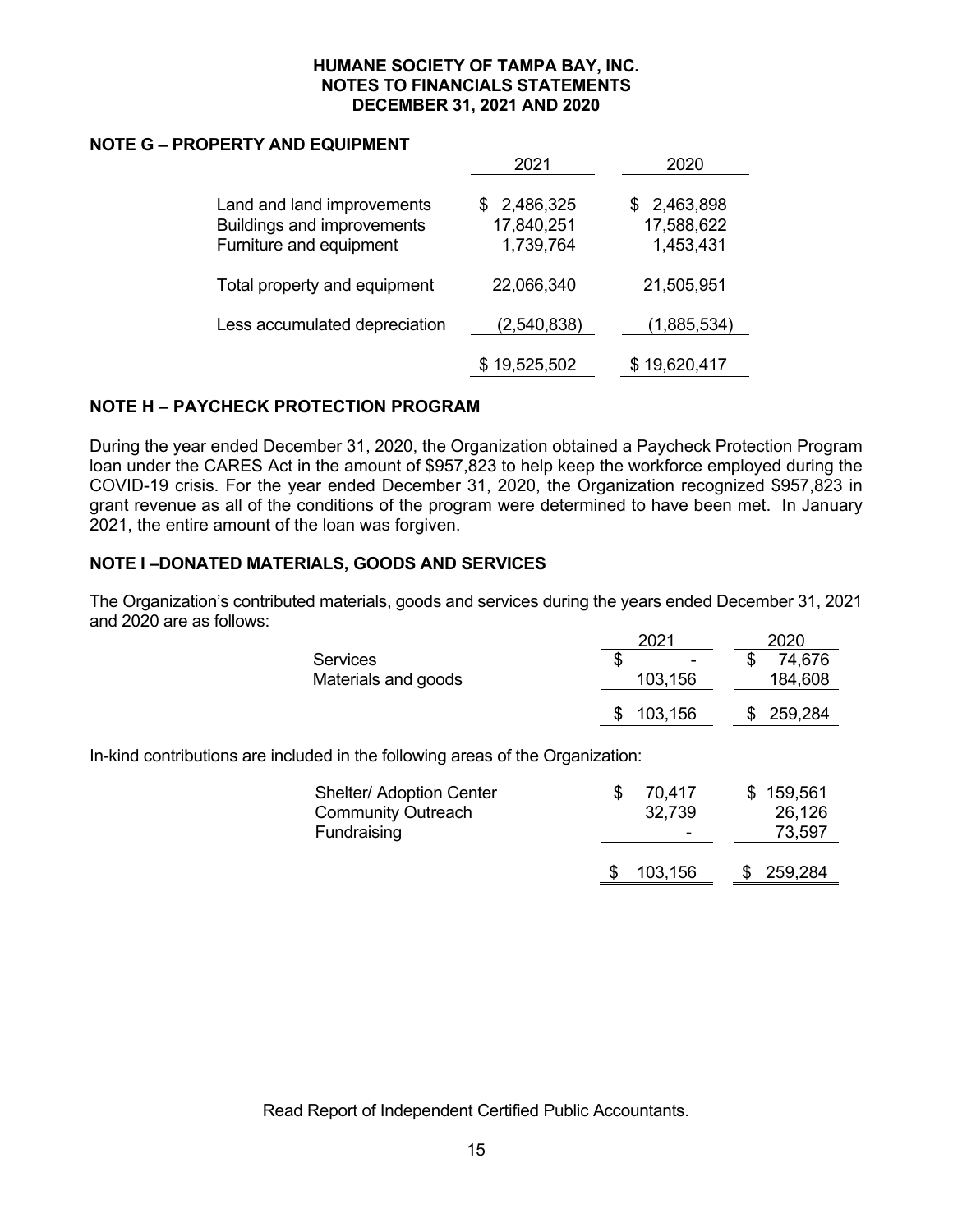# HUMANE SOCIETY OF TAMPA BAY, INC.
## NOTES TO FINANCIALS STATEMENTS
## DECEMBER 31, 2021 AND 2020

### NOTE G – PROPERTY AND EQUIPMENT

| | 2021 | 2020 |
|---|---|---|
| Land and land improvements | $ 2,486,325 | $ 2,463,898 |
| Buildings and improvements | 17,840,251 | 17,588,622 |
| Furniture and equipment | 1,739,764 | 1,453,431 |
| Total property and equipment | 22,066,340 | 21,505,951 |
| Less accumulated depreciation | (2,540,838) | (1,885,534) |
| | $ 19,525,502 | $ 19,620,417 |

### NOTE H – PAYCHECK PROTECTION PROGRAM

During the year ended December 31, 2020, the Organization obtained a Paycheck Protection Program loan under the CARES Act in the amount of $957,823 to help keep the workforce employed during the COVID-19 crisis. For the year ended December 31, 2020, the Organization recognized $957,823 in grant revenue as all of the conditions of the program were determined to have been met. In January 2021, the entire amount of the loan was forgiven.

### NOTE I –DONATED MATERIALS, GOODS AND SERVICES

The Organization's contributed materials, goods and services during the years ended December 31, 2021 and 2020 are as follows:

| | 2021 | 2020 |
|---|---|---|
| Services | $ - | $ 74,676 |
| Materials and goods | 103,156 | 184,608 |
| | $ 103,156 | $ 259,284 |

In-kind contributions are included in the following areas of the Organization:

| | 2021 | 2020 |
|---|---|---|
| Shelter/ Adoption Center | $ 70,417 | $ 159,561 |
| Community Outreach | 32,739 | 26,126 |
| Fundraising | - | 73,597 |
| | $ 103,156 | $ 259,284 |

Read Report of Independent Certified Public Accountants.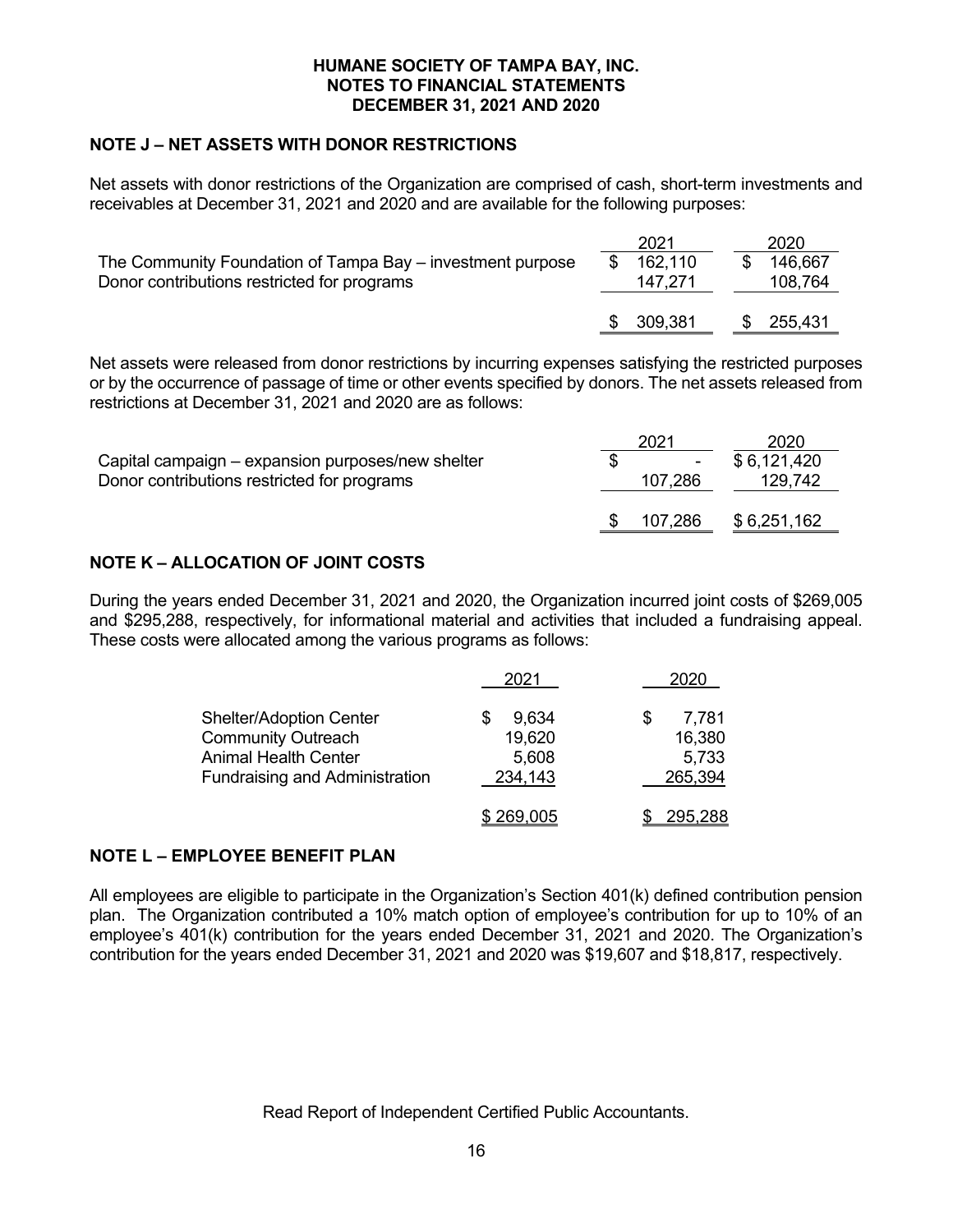**HUMANE SOCIETY OF TAMPA BAY, INC.**
**NOTES TO FINANCIAL STATEMENTS**
**DECEMBER 31, 2021 AND 2020**

## NOTE J – NET ASSETS WITH DONOR RESTRICTIONS

Net assets with donor restrictions of the Organization are comprised of cash, short-term investments and receivables at December 31, 2021 and 2020 and are available for the following purposes:

| | 2021 | 2020 |
|---|---|---|
| The Community Foundation of Tampa Bay – investment purpose | $ 162,110 | $ 146,667 |
| Donor contributions restricted for programs | 147,271 | 108,764 |
| | $ 309,381 | $ 255,431 |

Net assets were released from donor restrictions by incurring expenses satisfying the restricted purposes or by the occurrence of passage of time or other events specified by donors. The net assets released from restrictions at December 31, 2021 and 2020 are as follows:

| | 2021 | 2020 |
|---|---|---|
| Capital campaign – expansion purposes/new shelter | $ - | $ 6,121,420 |
| Donor contributions restricted for programs | 107,286 | 129,742 |
| | $ 107,286 | $ 6,251,162 |

## NOTE K – ALLOCATION OF JOINT COSTS

During the years ended December 31, 2021 and 2020, the Organization incurred joint costs of $269,005 and $295,288, respectively, for informational material and activities that included a fundraising appeal. These costs were allocated among the various programs as follows:

| | 2021 | 2020 |
|---|---|---|
| Shelter/Adoption Center | $ 9,634 | $ 7,781 |
| Community Outreach | 19,620 | 16,380 |
| Animal Health Center | 5,608 | 5,733 |
| Fundraising and Administration | 234,143 | 265,394 |
| | $ 269,005 | $ 295,288 |

## NOTE L – EMPLOYEE BENEFIT PLAN

All employees are eligible to participate in the Organization's Section 401(k) defined contribution pension plan. The Organization contributed a 10% match option of employee's contribution for up to 10% of an employee's 401(k) contribution for the years ended December 31, 2021 and 2020. The Organization's contribution for the years ended December 31, 2021 and 2020 was $19,607 and $18,817, respectively.

Read Report of Independent Certified Public Accountants.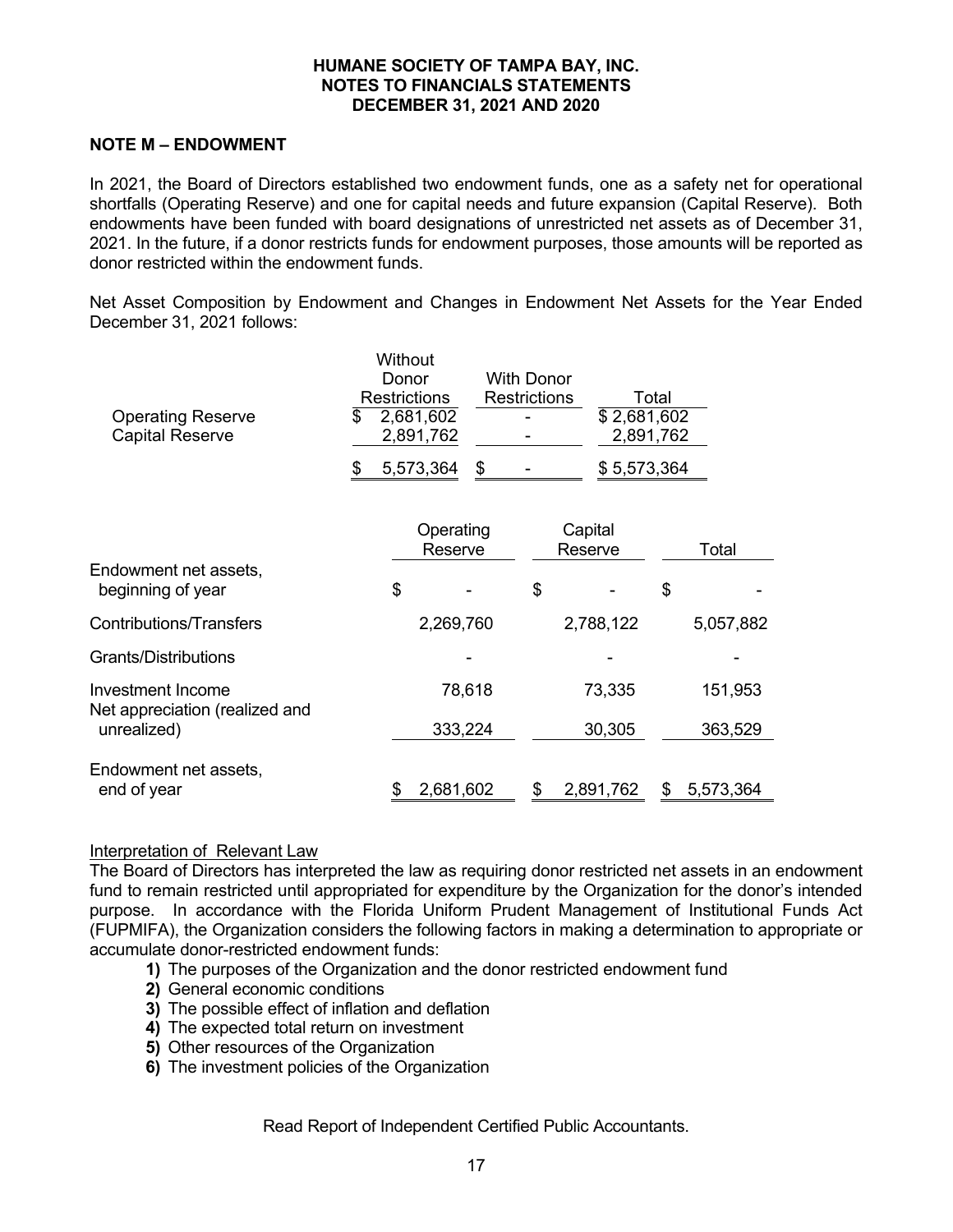## NOTE M – ENDOWMENT

In 2021, the Board of Directors established two endowment funds, one as a safety net for operational shortfalls (Operating Reserve) and one for capital needs and future expansion (Capital Reserve). Both endowments have been funded with board designations of unrestricted net assets as of December 31, 2021. In the future, if a donor restricts funds for endowment purposes, those amounts will be reported as donor restricted within the endowment funds.

Net Asset Composition by Endowment and Changes in Endowment Net Assets for the Year Ended December 31, 2021 follows:

| | Without Donor Restrictions | With Donor Restrictions | Total |
|---|---|---|---|
| Operating Reserve | $ 2,681,602 | - | $ 2,681,602 |
| Capital Reserve | 2,891,762 | - | 2,891,762 |
| | $ 5,573,364 | $ - | $ 5,573,364 |

| | Operating Reserve | Capital Reserve | Total |
|---|---|---|---|
| Endowment net assets, beginning of year | $ - | $ - | $ - |
| Contributions/Transfers | 2,269,760 | 2,788,122 | 5,057,882 |
| Grants/Distributions | - | - | - |
| Investment Income | 78,618 | 73,335 | 151,953 |
| Net appreciation (realized and unrealized) | 333,224 | 30,305 | 363,529 |
| Endowment net assets, end of year | $ 2,681,602 | $ 2,891,762 | $ 5,573,364 |

Interpretation of Relevant Law

The Board of Directors has interpreted the law as requiring donor restricted net assets in an endowment fund to remain restricted until appropriated for expenditure by the Organization for the donor's intended purpose. In accordance with the Florida Uniform Prudent Management of Institutional Funds Act (FUPMIFA), the Organization considers the following factors in making a determination to appropriate or accumulate donor-restricted endowment funds:

1) The purposes of the Organization and the donor restricted endowment fund
2) General economic conditions
3) The possible effect of inflation and deflation
4) The expected total return on investment
5) Other resources of the Organization
6) The investment policies of the Organization

Read Report of Independent Certified Public Accountants.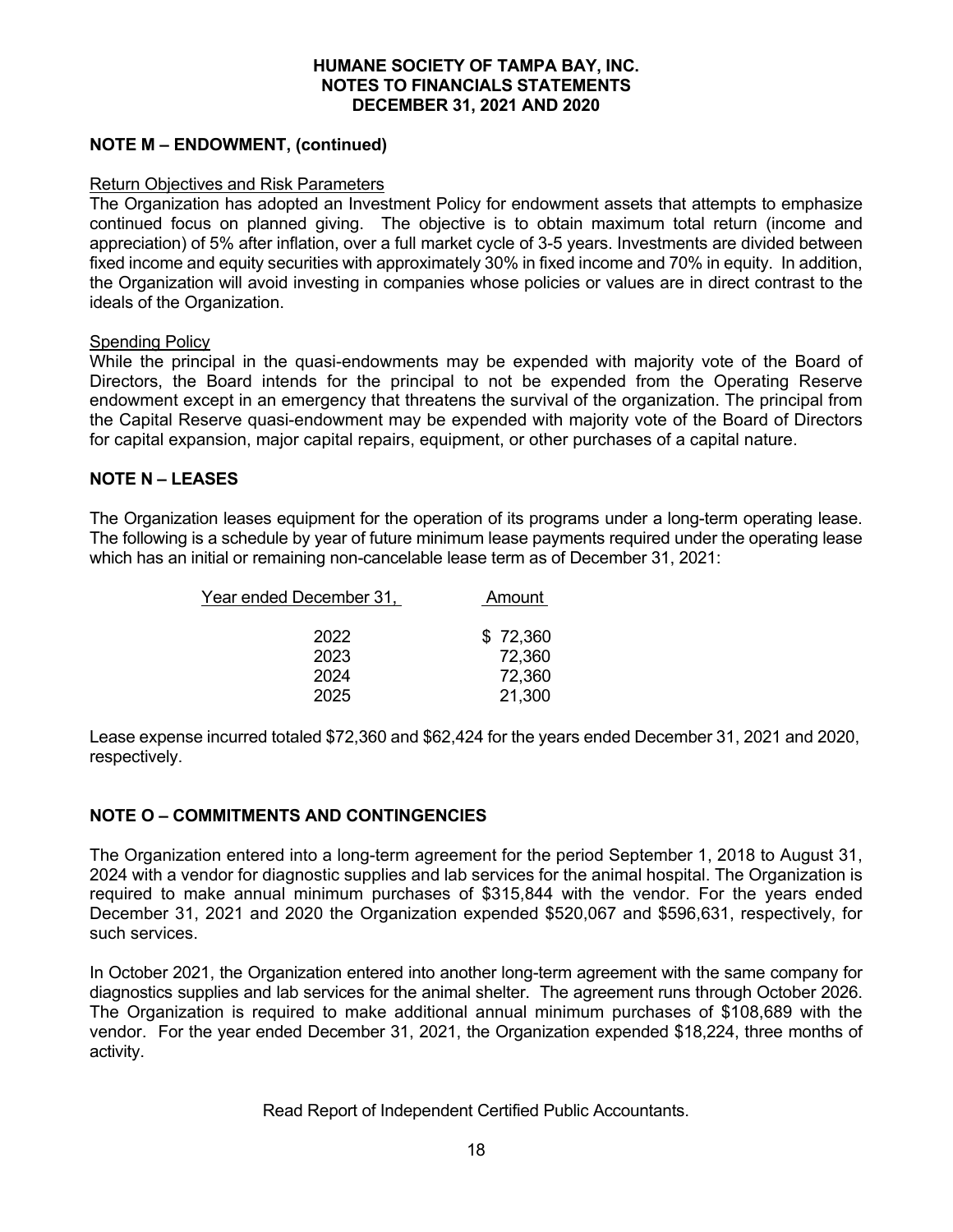## NOTE M – ENDOWMENT, (continued)

Return Objectives and Risk Parameters

The Organization has adopted an Investment Policy for endowment assets that attempts to emphasize continued focus on planned giving. The objective is to obtain maximum total return (income and appreciation) of 5% after inflation, over a full market cycle of 3-5 years. Investments are divided between fixed income and equity securities with approximately 30% in fixed income and 70% in equity. In addition, the Organization will avoid investing in companies whose policies or values are in direct contrast to the ideals of the Organization.

Spending Policy

While the principal in the quasi-endowments may be expended with majority vote of the Board of Directors, the Board intends for the principal to not be expended from the Operating Reserve endowment except in an emergency that threatens the survival of the organization. The principal from the Capital Reserve quasi-endowment may be expended with majority vote of the Board of Directors for capital expansion, major capital repairs, equipment, or other purchases of a capital nature.

## NOTE N – LEASES

The Organization leases equipment for the operation of its programs under a long-term operating lease. The following is a schedule by year of future minimum lease payments required under the operating lease which has an initial or remaining non-cancelable lease term as of December 31, 2021:

| Year ended December 31, | Amount |
|---|---|
| 2022 | $ 72,360 |
| 2023 | 72,360 |
| 2024 | 72,360 |
| 2025 | 21,300 |

Lease expense incurred totaled $72,360 and $62,424 for the years ended December 31, 2021 and 2020, respectively.

## NOTE O – COMMITMENTS AND CONTINGENCIES

The Organization entered into a long-term agreement for the period September 1, 2018 to August 31, 2024 with a vendor for diagnostic supplies and lab services for the animal hospital. The Organization is required to make annual minimum purchases of $315,844 with the vendor. For the years ended December 31, 2021 and 2020 the Organization expended $520,067 and $596,631, respectively, for such services.

In October 2021, the Organization entered into another long-term agreement with the same company for diagnostics supplies and lab services for the animal shelter. The agreement runs through October 2026. The Organization is required to make additional annual minimum purchases of $108,689 with the vendor. For the year ended December 31, 2021, the Organization expended $18,224, three months of activity.

Read Report of Independent Certified Public Accountants.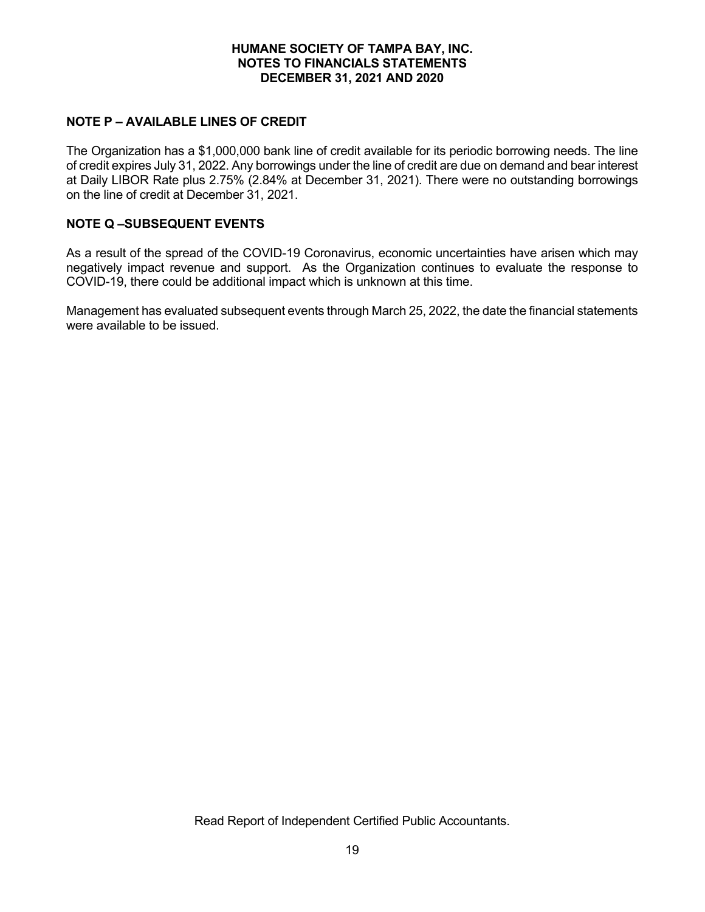## NOTE P – AVAILABLE LINES OF CREDIT

The Organization has a $1,000,000 bank line of credit available for its periodic borrowing needs. The line of credit expires July 31, 2022. Any borrowings under the line of credit are due on demand and bear interest at Daily LIBOR Rate plus 2.75% (2.84% at December 31, 2021). There were no outstanding borrowings on the line of credit at December 31, 2021.

## NOTE Q –SUBSEQUENT EVENTS

As a result of the spread of the COVID-19 Coronavirus, economic uncertainties have arisen which may negatively impact revenue and support. As the Organization continues to evaluate the response to COVID-19, there could be additional impact which is unknown at this time.

Management has evaluated subsequent events through March 25, 2022, the date the financial statements were available to be issued.

Read Report of Independent Certified Public Accountants.